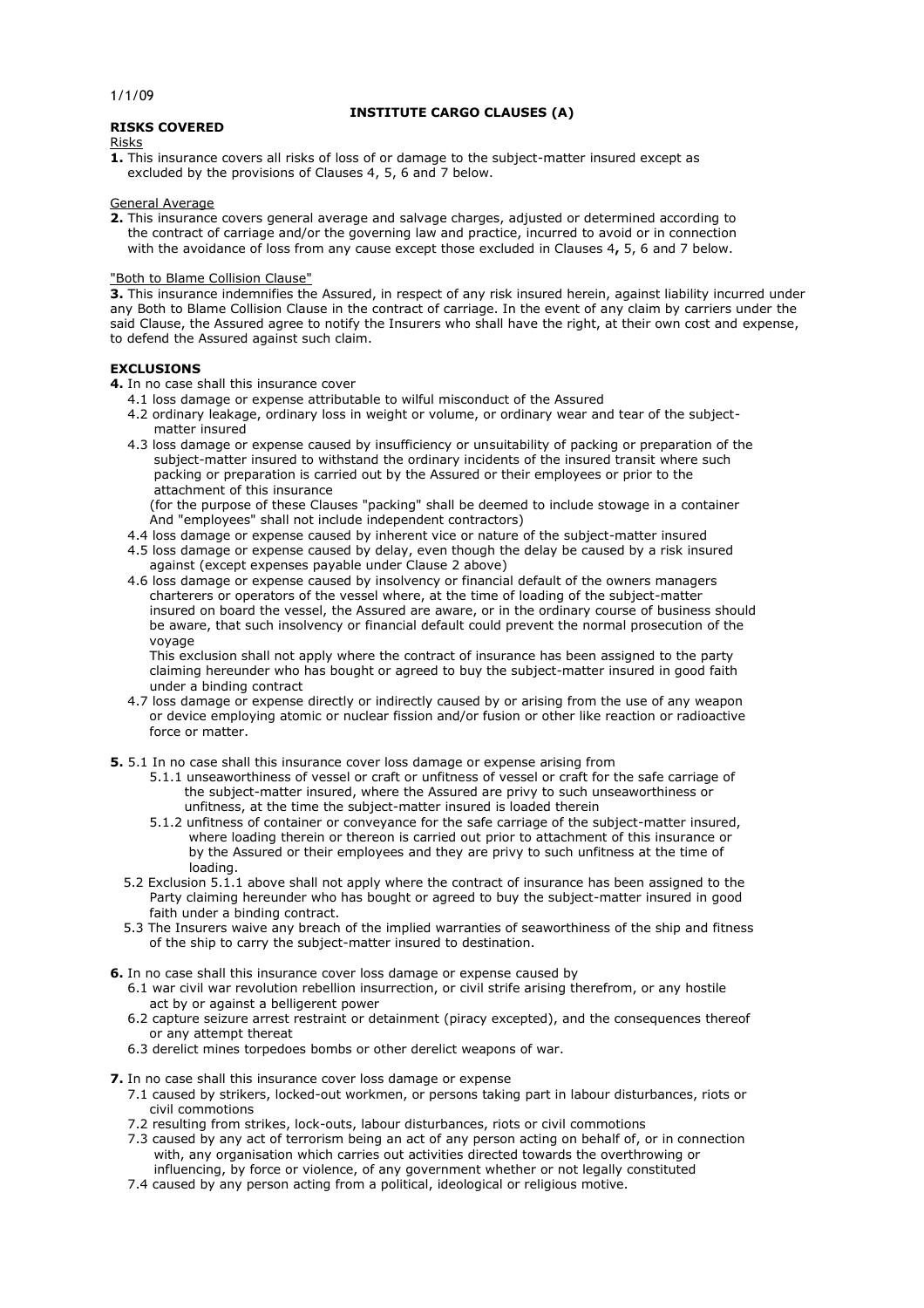1/1/09

# INSTITUTE CARGO CLAUSES (A)

## RISKS COVERED

Risks

**1.** This insurance covers all risks of loss of or damage to the subject-matter insured except as excluded by the provisions of Clauses 4, 5, 6 and 7 below.

General Average

**2.** This insurance covers general average and salvage charges, adjusted or determined according to the contract of carriage and/or the governing law and practice, incurred to avoid or in connection with the avoidance of loss from any cause except those excluded in Clauses 4**,** 5, 6 and 7 below.

"Both to Blame Collision Clause"

**3.** This insurance indemnifies the Assured, in respect of any risk insured herein, against liability incurred under any Both to Blame Collision Clause in the contract of carriage. In the event of any claim by carriers under the said Clause, the Assured agree to notify the Insurers who shall have the right, at their own cost and expense, to defend the Assured against such claim.

## EXCLUSIONS

**4.** In no case shall this insurance cover

4.1 loss damage or expense attributable to wilful misconduct of the Assured

4.2 ordinary leakage, ordinary loss in weight or volume, or ordinary wear and tear of the subject-matter insured

4.3 loss damage or expense caused by insufficiency or unsuitability of packing or preparation of the subject-matter insured to withstand the ordinary incidents of the insured transit where such packing or preparation is carried out by the Assured or their employees or prior to the attachment of this insurance

(for the purpose of these Clauses "packing" shall be deemed to include stowage in a container And "employees" shall not include independent contractors)

4.4 loss damage or expense caused by inherent vice or nature of the subject-matter insured

4.5 loss damage or expense caused by delay, even though the delay be caused by a risk insured against (except expenses payable under Clause 2 above)

4.6 loss damage or expense caused by insolvency or financial default of the owners managers charterers or operators of the vessel where, at the time of loading of the subject-matter insured on board the vessel, the Assured are aware, or in the ordinary course of business should be aware, that such insolvency or financial default could prevent the normal prosecution of the voyage

This exclusion shall not apply where the contract of insurance has been assigned to the party claiming hereunder who has bought or agreed to buy the subject-matter insured in good faith under a binding contract

4.7 loss damage or expense directly or indirectly caused by or arising from the use of any weapon or device employing atomic or nuclear fission and/or fusion or other like reaction or radioactive force or matter.

**5.** 5.1 In no case shall this insurance cover loss damage or expense arising from

5.1.1 unseaworthiness of vessel or craft or unfitness of vessel or craft for the safe carriage of the subject-matter insured, where the Assured are privy to such unseaworthiness or unfitness, at the time the subject-matter insured is loaded therein

5.1.2 unfitness of container or conveyance for the safe carriage of the subject-matter insured, where loading therein or thereon is carried out prior to attachment of this insurance or by the Assured or their employees and they are privy to such unfitness at the time of loading.

5.2 Exclusion 5.1.1 above shall not apply where the contract of insurance has been assigned to the Party claiming hereunder who has bought or agreed to buy the subject-matter insured in good faith under a binding contract.

5.3 The Insurers waive any breach of the implied warranties of seaworthiness of the ship and fitness of the ship to carry the subject-matter insured to destination.

**6.** In no case shall this insurance cover loss damage or expense caused by

6.1 war civil war revolution rebellion insurrection, or civil strife arising therefrom, or any hostile act by or against a belligerent power

6.2 capture seizure arrest restraint or detainment (piracy excepted), and the consequences thereof or any attempt thereat

6.3 derelict mines torpedoes bombs or other derelict weapons of war.

**7.** In no case shall this insurance cover loss damage or expense

7.1 caused by strikers, locked-out workmen, or persons taking part in labour disturbances, riots or civil commotions

7.2 resulting from strikes, lock-outs, labour disturbances, riots or civil commotions

7.3 caused by any act of terrorism being an act of any person acting on behalf of, or in connection with, any organisation which carries out activities directed towards the overthrowing or influencing, by force or violence, of any government whether or not legally constituted

7.4 caused by any person acting from a political, ideological or religious motive.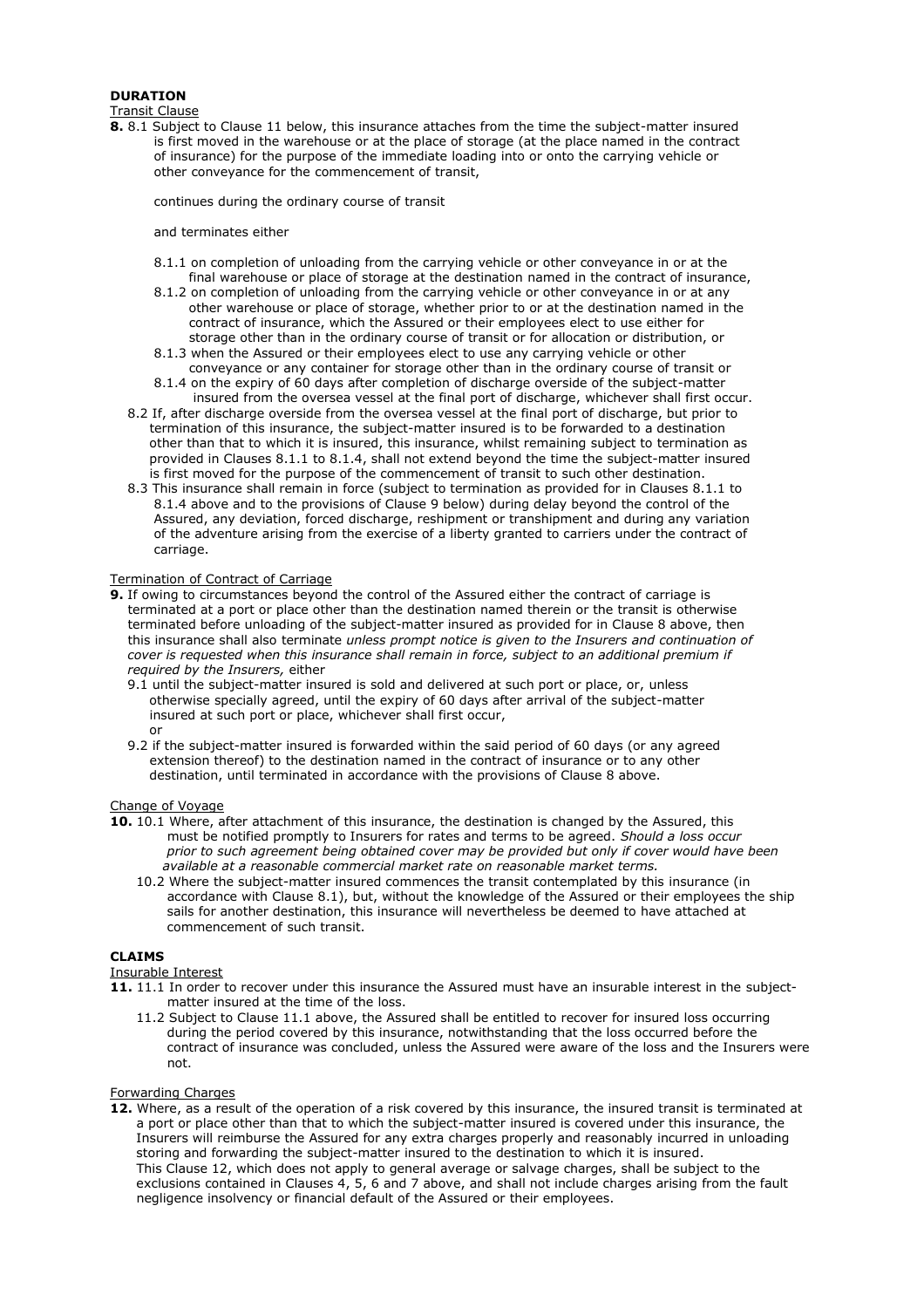**DURATION**

Transit Clause

**8.** 8.1 Subject to Clause 11 below, this insurance attaches from the time the subject-matter insured is first moved in the warehouse or at the place of storage (at the place named in the contract of insurance) for the purpose of the immediate loading into or onto the carrying vehicle or other conveyance for the commencement of transit,

continues during the ordinary course of transit

and terminates either

8.1.1 on completion of unloading from the carrying vehicle or other conveyance in or at the final warehouse or place of storage at the destination named in the contract of insurance,

8.1.2 on completion of unloading from the carrying vehicle or other conveyance in or at any other warehouse or place of storage, whether prior to or at the destination named in the contract of insurance, which the Assured or their employees elect to use either for storage other than in the ordinary course of transit or for allocation or distribution, or

8.1.3 when the Assured or their employees elect to use any carrying vehicle or other conveyance or any container for storage other than in the ordinary course of transit or

8.1.4 on the expiry of 60 days after completion of discharge overside of the subject-matter insured from the oversea vessel at the final port of discharge, whichever shall first occur.

8.2 If, after discharge overside from the oversea vessel at the final port of discharge, but prior to termination of this insurance, the subject-matter insured is to be forwarded to a destination other than that to which it is insured, this insurance, whilst remaining subject to termination as provided in Clauses 8.1.1 to 8.1.4, shall not extend beyond the time the subject-matter insured is first moved for the purpose of the commencement of transit to such other destination.

8.3 This insurance shall remain in force (subject to termination as provided for in Clauses 8.1.1 to 8.1.4 above and to the provisions of Clause 9 below) during delay beyond the control of the Assured, any deviation, forced discharge, reshipment or transhipment and during any variation of the adventure arising from the exercise of a liberty granted to carriers under the contract of carriage.

Termination of Contract of Carriage

**9.** If owing to circumstances beyond the control of the Assured either the contract of carriage is terminated at a port or place other than the destination named therein or the transit is otherwise terminated before unloading of the subject-matter insured as provided for in Clause 8 above, then this insurance shall also terminate *unless prompt notice is given to the Insurers and continuation of cover is requested when this insurance shall remain in force, subject to an additional premium if required by the Insurers,* either

9.1 until the subject-matter insured is sold and delivered at such port or place, or, unless otherwise specially agreed, until the expiry of 60 days after arrival of the subject-matter insured at such port or place, whichever shall first occur,

or

9.2 if the subject-matter insured is forwarded within the said period of 60 days (or any agreed extension thereof) to the destination named in the contract of insurance or to any other destination, until terminated in accordance with the provisions of Clause 8 above.

Change of Voyage

**10.** 10.1 Where, after attachment of this insurance, the destination is changed by the Assured, this must be notified promptly to Insurers for rates and terms to be agreed. *Should a loss occur prior to such agreement being obtained cover may be provided but only if cover would have been available at a reasonable commercial market rate on reasonable market terms.*

10.2 Where the subject-matter insured commences the transit contemplated by this insurance (in accordance with Clause 8.1), but, without the knowledge of the Assured or their employees the ship sails for another destination, this insurance will nevertheless be deemed to have attached at commencement of such transit.

**CLAIMS**

Insurable Interest

**11.** 11.1 In order to recover under this insurance the Assured must have an insurable interest in the subject-matter insured at the time of the loss.

11.2 Subject to Clause 11.1 above, the Assured shall be entitled to recover for insured loss occurring during the period covered by this insurance, notwithstanding that the loss occurred before the contract of insurance was concluded, unless the Assured were aware of the loss and the Insurers were not.

Forwarding Charges

**12.** Where, as a result of the operation of a risk covered by this insurance, the insured transit is terminated at a port or place other than that to which the subject-matter insured is covered under this insurance, the Insurers will reimburse the Assured for any extra charges properly and reasonably incurred in unloading storing and forwarding the subject-matter insured to the destination to which it is insured.

This Clause 12, which does not apply to general average or salvage charges, shall be subject to the exclusions contained in Clauses 4, 5, 6 and 7 above, and shall not include charges arising from the fault negligence insolvency or financial default of the Assured or their employees.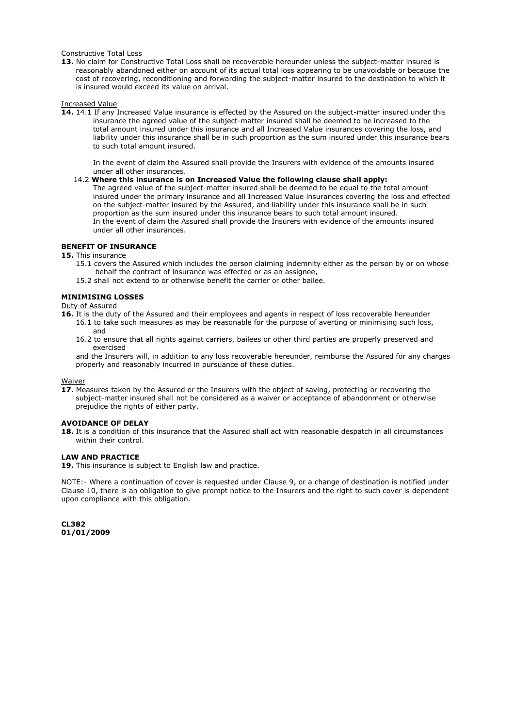Constructive Total Loss

**13.** No claim for Constructive Total Loss shall be recoverable hereunder unless the subject-matter insured is reasonably abandoned either on account of its actual total loss appearing to be unavoidable or because the cost of recovering, reconditioning and forwarding the subject-matter insured to the destination to which it is insured would exceed its value on arrival.

Increased Value

**14.** 14.1 If any Increased Value insurance is effected by the Assured on the subject-matter insured under this insurance the agreed value of the subject-matter insured shall be deemed to be increased to the total amount insured under this insurance and all Increased Value insurances covering the loss, and liability under this insurance shall be in such proportion as the sum insured under this insurance bears to such total amount insured.

In the event of claim the Assured shall provide the Insurers with evidence of the amounts insured under all other insurances.

14.2 **Where this insurance is on Increased Value the following clause shall apply:**
The agreed value of the subject-matter insured shall be deemed to be equal to the total amount insured under the primary insurance and all Increased Value insurances covering the loss and effected on the subject-matter insured by the Assured, and liability under this insurance shall be in such proportion as the sum insured under this insurance bears to such total amount insured.
In the event of claim the Assured shall provide the Insurers with evidence of the amounts insured under all other insurances.

**BENEFIT OF INSURANCE**

**15.** This insurance

15.1 covers the Assured which includes the person claiming indemnity either as the person by or on whose behalf the contract of insurance was effected or as an assignee,

15.2 shall not extend to or otherwise benefit the carrier or other bailee.

**MINIMISING LOSSES**

Duty of Assured

**16.** It is the duty of the Assured and their employees and agents in respect of loss recoverable hereunder

16.1 to take such measures as may be reasonable for the purpose of averting or minimising such loss, and

16.2 to ensure that all rights against carriers, bailees or other third parties are properly preserved and exercised

and the Insurers will, in addition to any loss recoverable hereunder, reimburse the Assured for any charges properly and reasonably incurred in pursuance of these duties.

Waiver

**17.** Measures taken by the Assured or the Insurers with the object of saving, protecting or recovering the subject-matter insured shall not be considered as a waiver or acceptance of abandonment or otherwise prejudice the rights of either party.

**AVOIDANCE OF DELAY**

**18.** It is a condition of this insurance that the Assured shall act with reasonable despatch in all circumstances within their control.

**LAW AND PRACTICE**

**19.** This insurance is subject to English law and practice.

NOTE:- Where a continuation of cover is requested under Clause 9, or a change of destination is notified under Clause 10, there is an obligation to give prompt notice to the Insurers and the right to such cover is dependent upon compliance with this obligation.

**CL382**
**01/01/2009**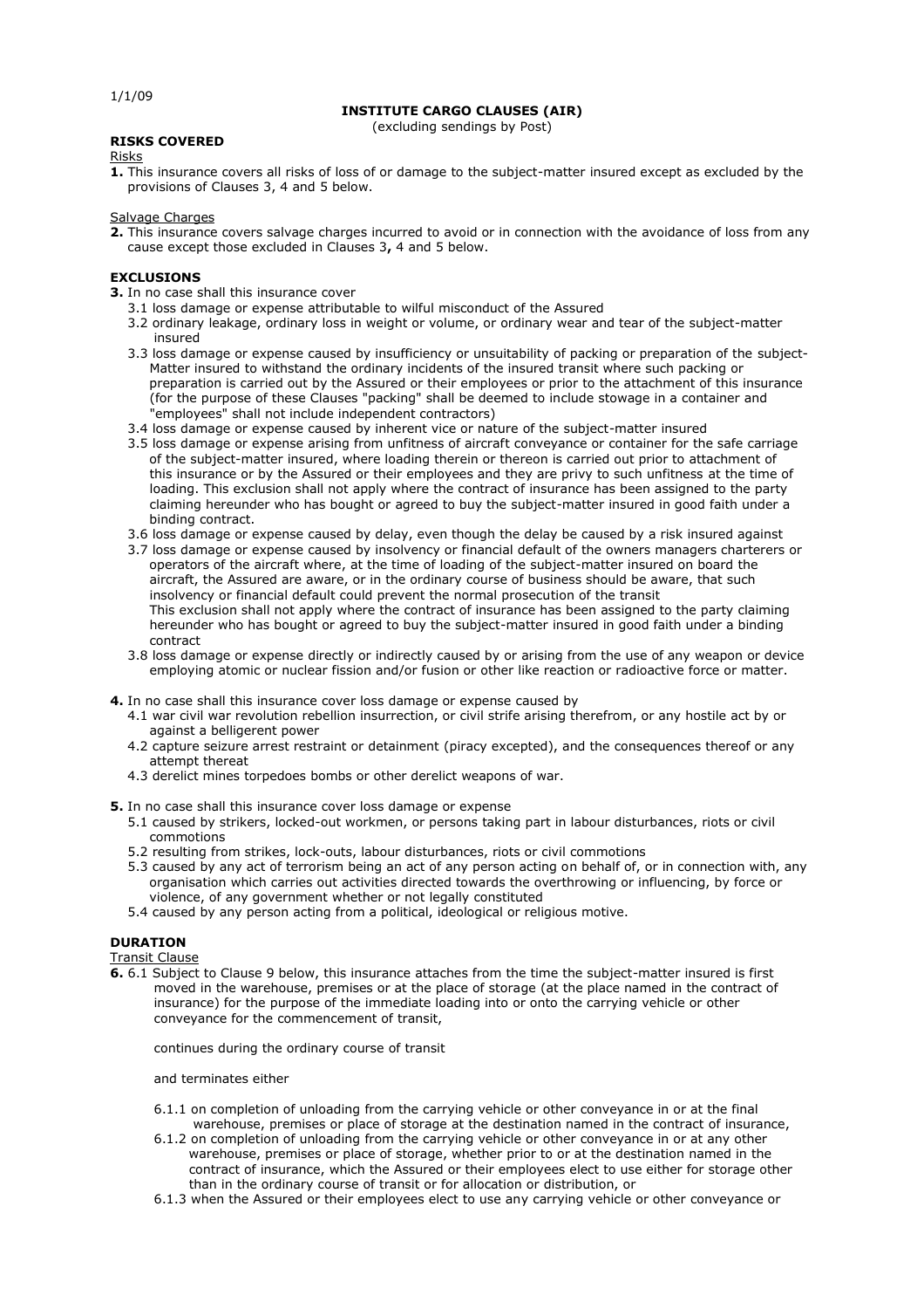1/1/09

# INSTITUTE CARGO CLAUSES (AIR)

(excluding sendings by Post)

## RISKS COVERED

Risks

**1.** This insurance covers all risks of loss of or damage to the subject-matter insured except as excluded by the provisions of Clauses 3, 4 and 5 below.

Salvage Charges

**2.** This insurance covers salvage charges incurred to avoid or in connection with the avoidance of loss from any cause except those excluded in Clauses 3**,** 4 and 5 below.

## EXCLUSIONS

**3.** In no case shall this insurance cover

3.1 loss damage or expense attributable to wilful misconduct of the Assured

3.2 ordinary leakage, ordinary loss in weight or volume, or ordinary wear and tear of the subject-matter insured

3.3 loss damage or expense caused by insufficiency or unsuitability of packing or preparation of the subject-Matter insured to withstand the ordinary incidents of the insured transit where such packing or preparation is carried out by the Assured or their employees or prior to the attachment of this insurance (for the purpose of these Clauses "packing" shall be deemed to include stowage in a container and "employees" shall not include independent contractors)

3.4 loss damage or expense caused by inherent vice or nature of the subject-matter insured

3.5 loss damage or expense arising from unfitness of aircraft conveyance or container for the safe carriage of the subject-matter insured, where loading therein or thereon is carried out prior to attachment of this insurance or by the Assured or their employees and they are privy to such unfitness at the time of loading. This exclusion shall not apply where the contract of insurance has been assigned to the party claiming hereunder who has bought or agreed to buy the subject-matter insured in good faith under a binding contract.

3.6 loss damage or expense caused by delay, even though the delay be caused by a risk insured against

3.7 loss damage or expense caused by insolvency or financial default of the owners managers charterers or operators of the aircraft where, at the time of loading of the subject-matter insured on board the aircraft, the Assured are aware, or in the ordinary course of business should be aware, that such insolvency or financial default could prevent the normal prosecution of the transit
This exclusion shall not apply where the contract of insurance has been assigned to the party claiming hereunder who has bought or agreed to buy the subject-matter insured in good faith under a binding contract

3.8 loss damage or expense directly or indirectly caused by or arising from the use of any weapon or device employing atomic or nuclear fission and/or fusion or other like reaction or radioactive force or matter.

**4.** In no case shall this insurance cover loss damage or expense caused by

4.1 war civil war revolution rebellion insurrection, or civil strife arising therefrom, or any hostile act by or against a belligerent power

4.2 capture seizure arrest restraint or detainment (piracy excepted), and the consequences thereof or any attempt thereat

4.3 derelict mines torpedoes bombs or other derelict weapons of war.

**5.** In no case shall this insurance cover loss damage or expense

5.1 caused by strikers, locked-out workmen, or persons taking part in labour disturbances, riots or civil commotions

5.2 resulting from strikes, lock-outs, labour disturbances, riots or civil commotions

5.3 caused by any act of terrorism being an act of any person acting on behalf of, or in connection with, any organisation which carries out activities directed towards the overthrowing or influencing, by force or violence, of any government whether or not legally constituted

5.4 caused by any person acting from a political, ideological or religious motive.

## DURATION

Transit Clause

**6.** 6.1 Subject to Clause 9 below, this insurance attaches from the time the subject-matter insured is first moved in the warehouse, premises or at the place of storage (at the place named in the contract of insurance) for the purpose of the immediate loading into or onto the carrying vehicle or other conveyance for the commencement of transit,

continues during the ordinary course of transit

and terminates either

6.1.1 on completion of unloading from the carrying vehicle or other conveyance in or at the final warehouse, premises or place of storage at the destination named in the contract of insurance,

6.1.2 on completion of unloading from the carrying vehicle or other conveyance in or at any other warehouse, premises or place of storage, whether prior to or at the destination named in the contract of insurance, which the Assured or their employees elect to use either for storage other than in the ordinary course of transit or for allocation or distribution, or

6.1.3 when the Assured or their employees elect to use any carrying vehicle or other conveyance or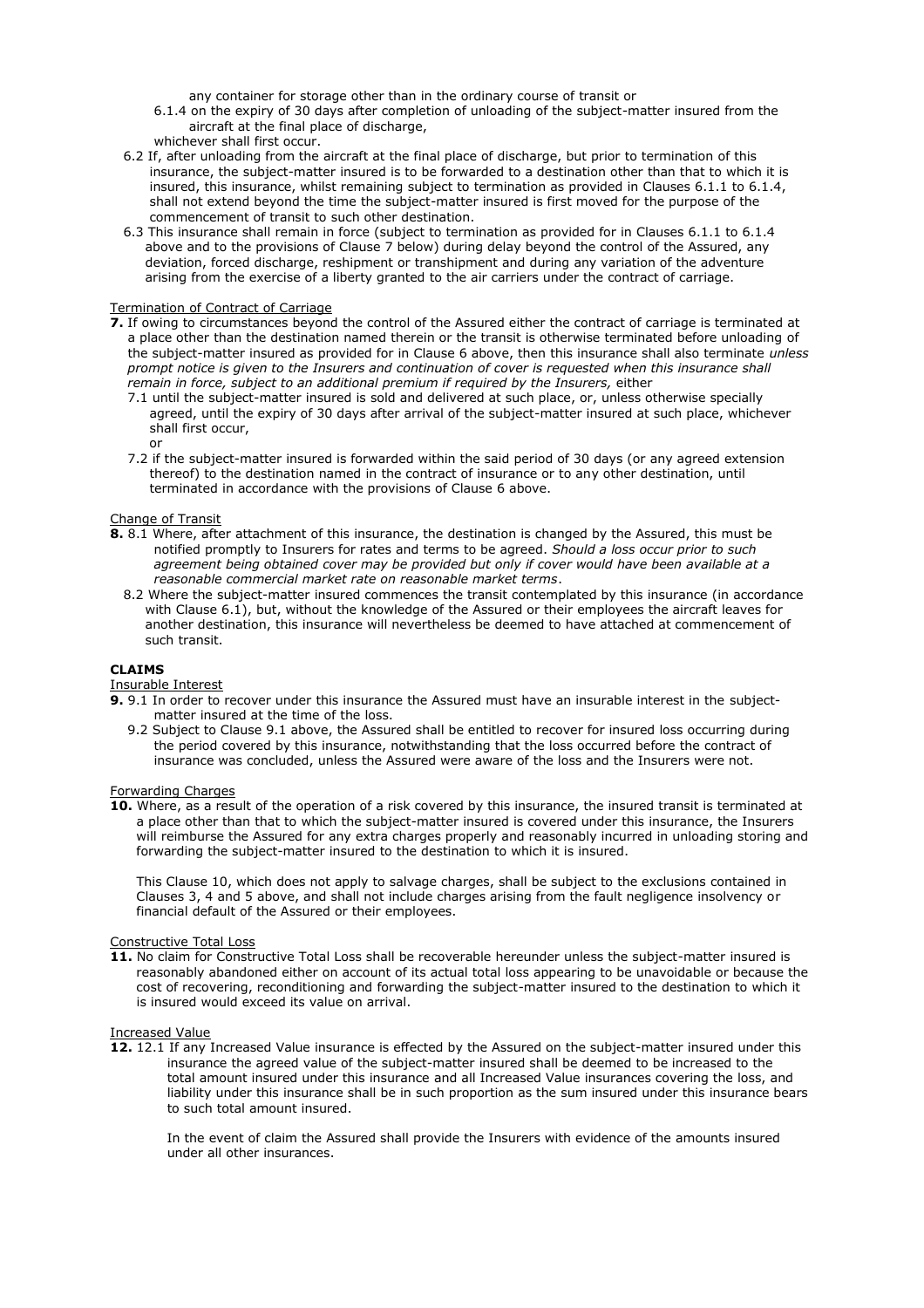any container for storage other than in the ordinary course of transit or

6.1.4 on the expiry of 30 days after completion of unloading of the subject-matter insured from the aircraft at the final place of discharge,

whichever shall first occur.

6.2 If, after unloading from the aircraft at the final place of discharge, but prior to termination of this insurance, the subject-matter insured is to be forwarded to a destination other than that to which it is insured, this insurance, whilst remaining subject to termination as provided in Clauses 6.1.1 to 6.1.4, shall not extend beyond the time the subject-matter insured is first moved for the purpose of the commencement of transit to such other destination.

6.3 This insurance shall remain in force (subject to termination as provided for in Clauses 6.1.1 to 6.1.4 above and to the provisions of Clause 7 below) during delay beyond the control of the Assured, any deviation, forced discharge, reshipment or transhipment and during any variation of the adventure arising from the exercise of a liberty granted to the air carriers under the contract of carriage.

<u>Termination of Contract of Carriage</u>

**7.** If owing to circumstances beyond the control of the Assured either the contract of carriage is terminated at a place other than the destination named therein or the transit is otherwise terminated before unloading of the subject-matter insured as provided for in Clause 6 above, then this insurance shall also terminate *unless prompt notice is given to the Insurers and continuation of cover is requested when this insurance shall remain in force, subject to an additional premium if required by the Insurers,* either

7.1 until the subject-matter insured is sold and delivered at such place, or, unless otherwise specially agreed, until the expiry of 30 days after arrival of the subject-matter insured at such place, whichever shall first occur,

or

7.2 if the subject-matter insured is forwarded within the said period of 30 days (or any agreed extension thereof) to the destination named in the contract of insurance or to any other destination, until terminated in accordance with the provisions of Clause 6 above.

<u>Change of Transit</u>

**8.** 8.1 Where, after attachment of this insurance, the destination is changed by the Assured, this must be notified promptly to Insurers for rates and terms to be agreed. *Should a loss occur prior to such agreement being obtained cover may be provided but only if cover would have been available at a reasonable commercial market rate on reasonable market terms*.

8.2 Where the subject-matter insured commences the transit contemplated by this insurance (in accordance with Clause 6.1), but, without the knowledge of the Assured or their employees the aircraft leaves for another destination, this insurance will nevertheless be deemed to have attached at commencement of such transit.

**CLAIMS**

<u>Insurable Interest</u>

**9.** 9.1 In order to recover under this insurance the Assured must have an insurable interest in the subject-matter insured at the time of the loss.

9.2 Subject to Clause 9.1 above, the Assured shall be entitled to recover for insured loss occurring during the period covered by this insurance, notwithstanding that the loss occurred before the contract of insurance was concluded, unless the Assured were aware of the loss and the Insurers were not.

<u>Forwarding Charges</u>

**10.** Where, as a result of the operation of a risk covered by this insurance, the insured transit is terminated at a place other than that to which the subject-matter insured is covered under this insurance, the Insurers will reimburse the Assured for any extra charges properly and reasonably incurred in unloading storing and forwarding the subject-matter insured to the destination to which it is insured.

This Clause 10, which does not apply to salvage charges, shall be subject to the exclusions contained in Clauses 3, 4 and 5 above, and shall not include charges arising from the fault negligence insolvency or financial default of the Assured or their employees.

<u>Constructive Total Loss</u>

**11.** No claim for Constructive Total Loss shall be recoverable hereunder unless the subject-matter insured is reasonably abandoned either on account of its actual total loss appearing to be unavoidable or because the cost of recovering, reconditioning and forwarding the subject-matter insured to the destination to which it is insured would exceed its value on arrival.

<u>Increased Value</u>

**12.** 12.1 If any Increased Value insurance is effected by the Assured on the subject-matter insured under this insurance the agreed value of the subject-matter insured shall be deemed to be increased to the total amount insured under this insurance and all Increased Value insurances covering the loss, and liability under this insurance shall be in such proportion as the sum insured under this insurance bears to such total amount insured.

In the event of claim the Assured shall provide the Insurers with evidence of the amounts insured under all other insurances.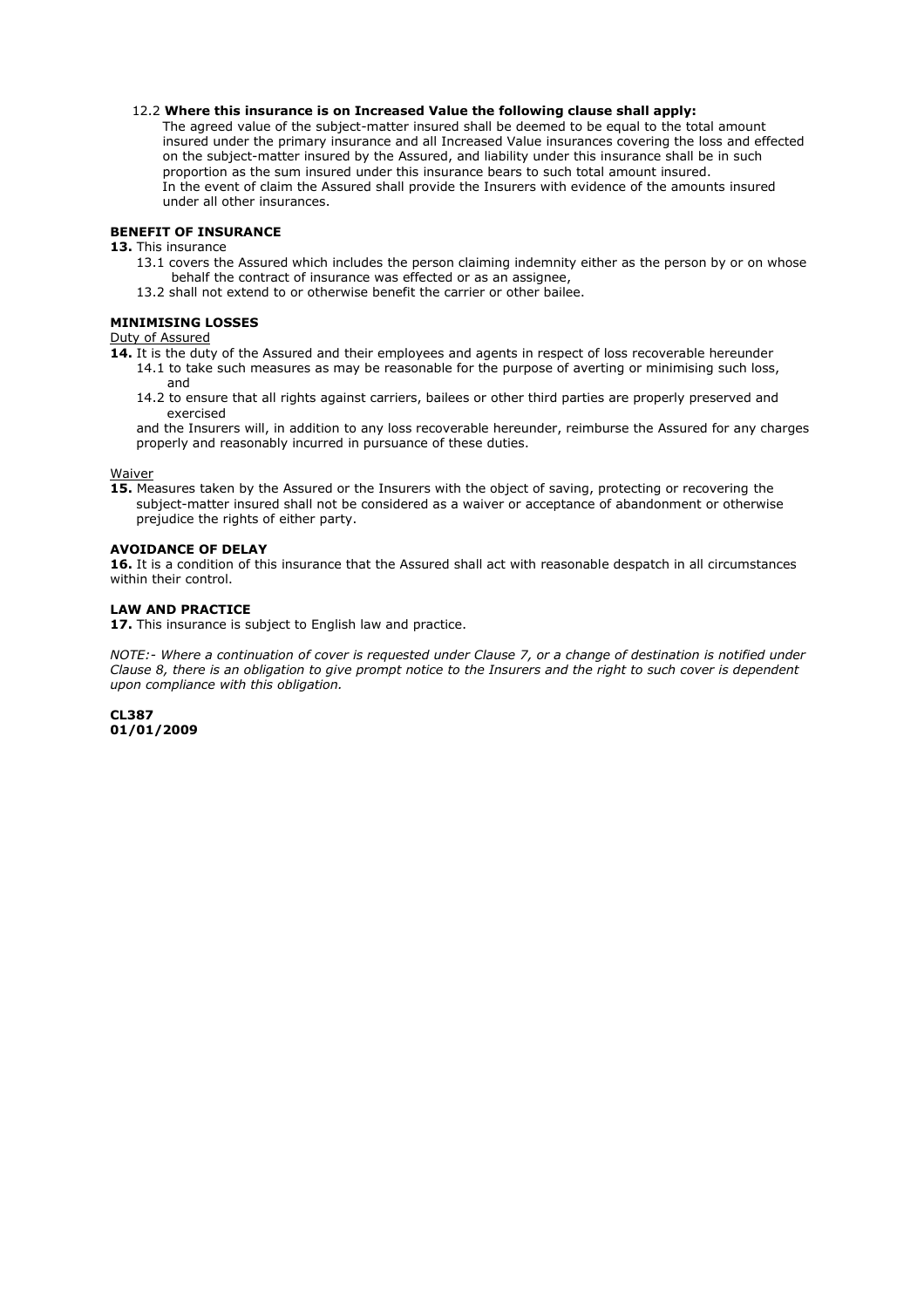12.2 **Where this insurance is on Increased Value the following clause shall apply:**

The agreed value of the subject-matter insured shall be deemed to be equal to the total amount insured under the primary insurance and all Increased Value insurances covering the loss and effected on the subject-matter insured by the Assured, and liability under this insurance shall be in such proportion as the sum insured under this insurance bears to such total amount insured.
In the event of claim the Assured shall provide the Insurers with evidence of the amounts insured under all other insurances.

**BENEFIT OF INSURANCE**

**13.** This insurance

13.1 covers the Assured which includes the person claiming indemnity either as the person by or on whose behalf the contract of insurance was effected or as an assignee,

13.2 shall not extend to or otherwise benefit the carrier or other bailee.

**MINIMISING LOSSES**

Duty of Assured

**14.** It is the duty of the Assured and their employees and agents in respect of loss recoverable hereunder

14.1 to take such measures as may be reasonable for the purpose of averting or minimising such loss, and

14.2 to ensure that all rights against carriers, bailees or other third parties are properly preserved and exercised

and the Insurers will, in addition to any loss recoverable hereunder, reimburse the Assured for any charges properly and reasonably incurred in pursuance of these duties.

Waiver

**15.** Measures taken by the Assured or the Insurers with the object of saving, protecting or recovering the subject-matter insured shall not be considered as a waiver or acceptance of abandonment or otherwise prejudice the rights of either party.

**AVOIDANCE OF DELAY**

**16.** It is a condition of this insurance that the Assured shall act with reasonable despatch in all circumstances within their control.

**LAW AND PRACTICE**

**17.** This insurance is subject to English law and practice.

*NOTE:- Where a continuation of cover is requested under Clause 7, or a change of destination is notified under Clause 8, there is an obligation to give prompt notice to the Insurers and the right to such cover is dependent upon compliance with this obligation.*

**CL387**
**01/01/2009**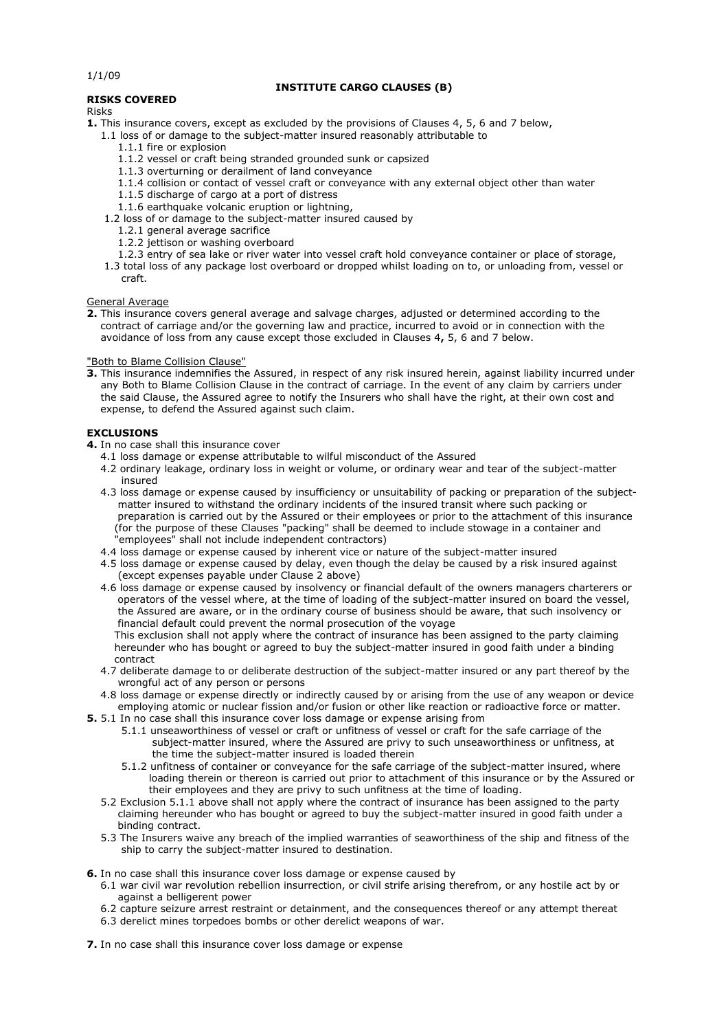1/1/09

# INSTITUTE CARGO CLAUSES (B)

## RISKS COVERED

Risks

**1.** This insurance covers, except as excluded by the provisions of Clauses 4, 5, 6 and 7 below,

- 1.1 loss of or damage to the subject-matter insured reasonably attributable to
  - 1.1.1 fire or explosion
  - 1.1.2 vessel or craft being stranded grounded sunk or capsized
  - 1.1.3 overturning or derailment of land conveyance
  - 1.1.4 collision or contact of vessel craft or conveyance with any external object other than water
  - 1.1.5 discharge of cargo at a port of distress
  - 1.1.6 earthquake volcanic eruption or lightning,
- 1.2 loss of or damage to the subject-matter insured caused by
  - 1.2.1 general average sacrifice
  - 1.2.2 jettison or washing overboard
  - 1.2.3 entry of sea lake or river water into vessel craft hold conveyance container or place of storage,
- 1.3 total loss of any package lost overboard or dropped whilst loading on to, or unloading from, vessel or craft.

General Average

**2.** This insurance covers general average and salvage charges, adjusted or determined according to the contract of carriage and/or the governing law and practice, incurred to avoid or in connection with the avoidance of loss from any cause except those excluded in Clauses 4**,** 5, 6 and 7 below.

"Both to Blame Collision Clause"

**3.** This insurance indemnifies the Assured, in respect of any risk insured herein, against liability incurred under any Both to Blame Collision Clause in the contract of carriage. In the event of any claim by carriers under the said Clause, the Assured agree to notify the Insurers who shall have the right, at their own cost and expense, to defend the Assured against such claim.

## EXCLUSIONS

**4.** In no case shall this insurance cover

- 4.1 loss damage or expense attributable to wilful misconduct of the Assured
- 4.2 ordinary leakage, ordinary loss in weight or volume, or ordinary wear and tear of the subject-matter insured
- 4.3 loss damage or expense caused by insufficiency or unsuitability of packing or preparation of the subject-matter insured to withstand the ordinary incidents of the insured transit where such packing or preparation is carried out by the Assured or their employees or prior to the attachment of this insurance (for the purpose of these Clauses "packing" shall be deemed to include stowage in a container and "employees" shall not include independent contractors)
- 4.4 loss damage or expense caused by inherent vice or nature of the subject-matter insured
- 4.5 loss damage or expense caused by delay, even though the delay be caused by a risk insured against (except expenses payable under Clause 2 above)
- 4.6 loss damage or expense caused by insolvency or financial default of the owners managers charterers or operators of the vessel where, at the time of loading of the subject-matter insured on board the vessel, the Assured are aware, or in the ordinary course of business should be aware, that such insolvency or financial default could prevent the normal prosecution of the voyage

  This exclusion shall not apply where the contract of insurance has been assigned to the party claiming hereunder who has bought or agreed to buy the subject-matter insured in good faith under a binding contract
- 4.7 deliberate damage to or deliberate destruction of the subject-matter insured or any part thereof by the wrongful act of any person or persons
- 4.8 loss damage or expense directly or indirectly caused by or arising from the use of any weapon or device employing atomic or nuclear fission and/or fusion or other like reaction or radioactive force or matter.

**5.** 5.1 In no case shall this insurance cover loss damage or expense arising from

- 5.1.1 unseaworthiness of vessel or craft or unfitness of vessel or craft for the safe carriage of the subject-matter insured, where the Assured are privy to such unseaworthiness or unfitness, at the time the subject-matter insured is loaded therein
- 5.1.2 unfitness of container or conveyance for the safe carriage of the subject-matter insured, where loading therein or thereon is carried out prior to attachment of this insurance or by the Assured or their employees and they are privy to such unfitness at the time of loading.

5.2 Exclusion 5.1.1 above shall not apply where the contract of insurance has been assigned to the party claiming hereunder who has bought or agreed to buy the subject-matter insured in good faith under a binding contract.

5.3 The Insurers waive any breach of the implied warranties of seaworthiness of the ship and fitness of the ship to carry the subject-matter insured to destination.

**6.** In no case shall this insurance cover loss damage or expense caused by

- 6.1 war civil war revolution rebellion insurrection, or civil strife arising therefrom, or any hostile act by or against a belligerent power
- 6.2 capture seizure arrest restraint or detainment, and the consequences thereof or any attempt thereat
- 6.3 derelict mines torpedoes bombs or other derelict weapons of war.

**7.** In no case shall this insurance cover loss damage or expense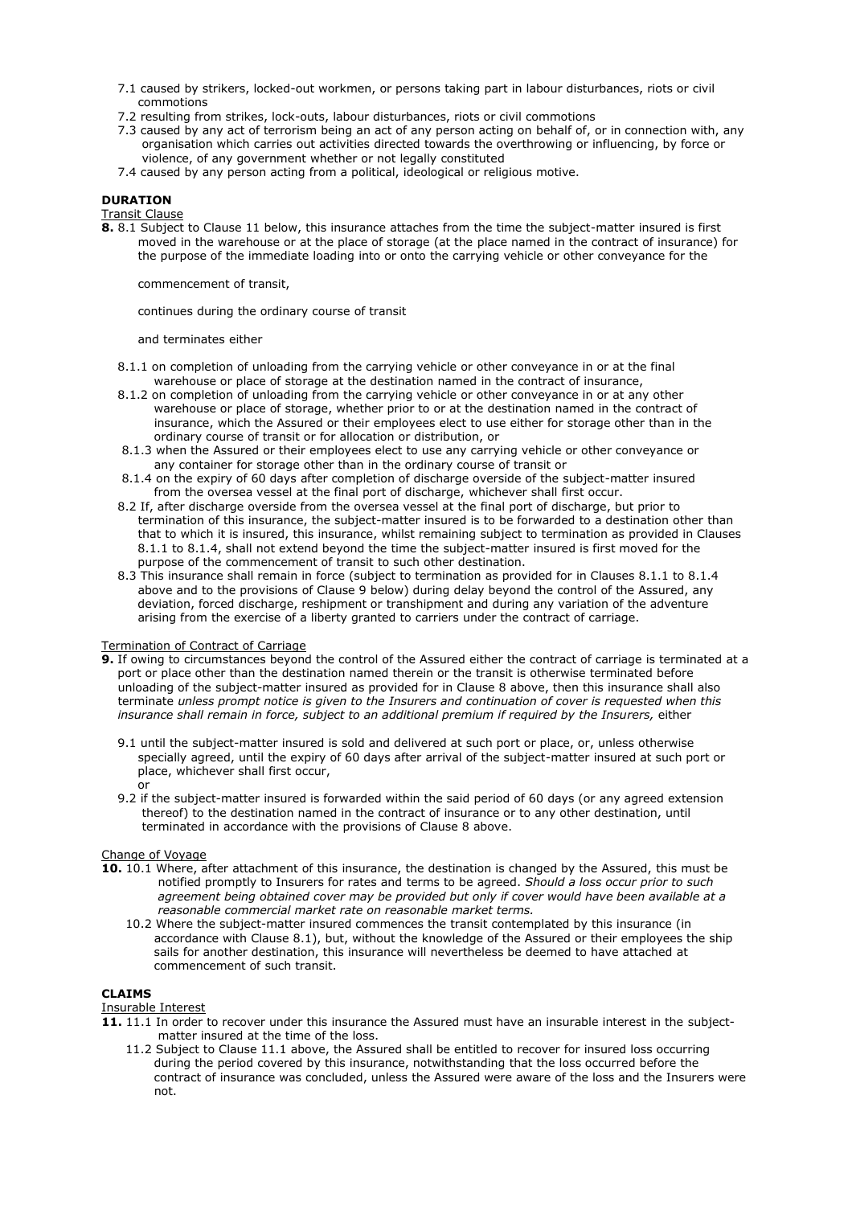7.1 caused by strikers, locked-out workmen, or persons taking part in labour disturbances, riots or civil commotions

7.2 resulting from strikes, lock-outs, labour disturbances, riots or civil commotions

7.3 caused by any act of terrorism being an act of any person acting on behalf of, or in connection with, any organisation which carries out activities directed towards the overthrowing or influencing, by force or violence, of any government whether or not legally constituted

7.4 caused by any person acting from a political, ideological or religious motive.

**DURATION**

Transit Clause

**8.** 8.1 Subject to Clause 11 below, this insurance attaches from the time the subject-matter insured is first moved in the warehouse or at the place of storage (at the place named in the contract of insurance) for the purpose of the immediate loading into or onto the carrying vehicle or other conveyance for the

commencement of transit,

continues during the ordinary course of transit

and terminates either

8.1.1 on completion of unloading from the carrying vehicle or other conveyance in or at the final warehouse or place of storage at the destination named in the contract of insurance,

8.1.2 on completion of unloading from the carrying vehicle or other conveyance in or at any other warehouse or place of storage, whether prior to or at the destination named in the contract of insurance, which the Assured or their employees elect to use either for storage other than in the ordinary course of transit or for allocation or distribution, or

8.1.3 when the Assured or their employees elect to use any carrying vehicle or other conveyance or any container for storage other than in the ordinary course of transit or

8.1.4 on the expiry of 60 days after completion of discharge overside of the subject-matter insured from the oversea vessel at the final port of discharge, whichever shall first occur.

8.2 If, after discharge overside from the oversea vessel at the final port of discharge, but prior to termination of this insurance, the subject-matter insured is to be forwarded to a destination other than that to which it is insured, this insurance, whilst remaining subject to termination as provided in Clauses 8.1.1 to 8.1.4, shall not extend beyond the time the subject-matter insured is first moved for the purpose of the commencement of transit to such other destination.

8.3 This insurance shall remain in force (subject to termination as provided for in Clauses 8.1.1 to 8.1.4 above and to the provisions of Clause 9 below) during delay beyond the control of the Assured, any deviation, forced discharge, reshipment or transhipment and during any variation of the adventure arising from the exercise of a liberty granted to carriers under the contract of carriage.

Termination of Contract of Carriage

**9.** If owing to circumstances beyond the control of the Assured either the contract of carriage is terminated at a port or place other than the destination named therein or the transit is otherwise terminated before unloading of the subject-matter insured as provided for in Clause 8 above, then this insurance shall also terminate *unless prompt notice is given to the Insurers and continuation of cover is requested when this insurance shall remain in force, subject to an additional premium if required by the Insurers,* either

9.1 until the subject-matter insured is sold and delivered at such port or place, or, unless otherwise specially agreed, until the expiry of 60 days after arrival of the subject-matter insured at such port or place, whichever shall first occur,

or

9.2 if the subject-matter insured is forwarded within the said period of 60 days (or any agreed extension thereof) to the destination named in the contract of insurance or to any other destination, until terminated in accordance with the provisions of Clause 8 above.

Change of Voyage

**10.** 10.1 Where, after attachment of this insurance, the destination is changed by the Assured, this must be notified promptly to Insurers for rates and terms to be agreed. *Should a loss occur prior to such agreement being obtained cover may be provided but only if cover would have been available at a reasonable commercial market rate on reasonable market terms.*

10.2 Where the subject-matter insured commences the transit contemplated by this insurance (in accordance with Clause 8.1), but, without the knowledge of the Assured or their employees the ship sails for another destination, this insurance will nevertheless be deemed to have attached at commencement of such transit.

**CLAIMS**

Insurable Interest

**11.** 11.1 In order to recover under this insurance the Assured must have an insurable interest in the subject-matter insured at the time of the loss.

11.2 Subject to Clause 11.1 above, the Assured shall be entitled to recover for insured loss occurring during the period covered by this insurance, notwithstanding that the loss occurred before the contract of insurance was concluded, unless the Assured were aware of the loss and the Insurers were not.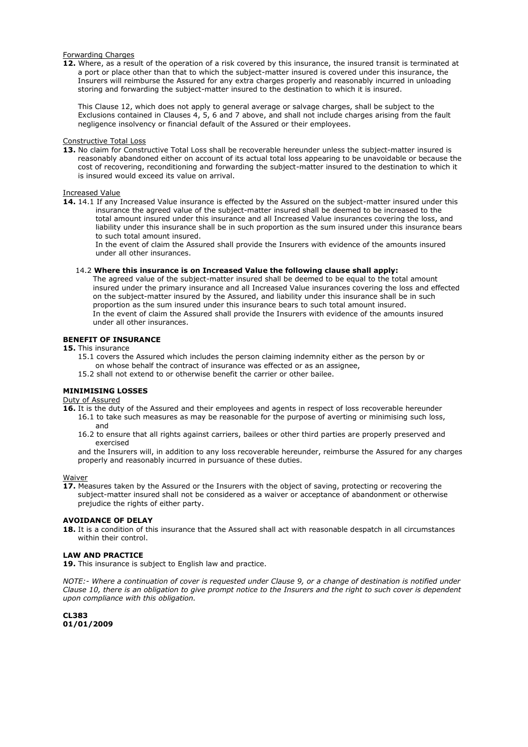Forwarding Charges

**12.** Where, as a result of the operation of a risk covered by this insurance, the insured transit is terminated at a port or place other than that to which the subject-matter insured is covered under this insurance, the Insurers will reimburse the Assured for any extra charges properly and reasonably incurred in unloading storing and forwarding the subject-matter insured to the destination to which it is insured.

This Clause 12, which does not apply to general average or salvage charges, shall be subject to the Exclusions contained in Clauses 4, 5, 6 and 7 above, and shall not include charges arising from the fault negligence insolvency or financial default of the Assured or their employees.

Constructive Total Loss

**13.** No claim for Constructive Total Loss shall be recoverable hereunder unless the subject-matter insured is reasonably abandoned either on account of its actual total loss appearing to be unavoidable or because the cost of recovering, reconditioning and forwarding the subject-matter insured to the destination to which it is insured would exceed its value on arrival.

Increased Value

**14.** 14.1 If any Increased Value insurance is effected by the Assured on the subject-matter insured under this insurance the agreed value of the subject-matter insured shall be deemed to be increased to the total amount insured under this insurance and all Increased Value insurances covering the loss, and liability under this insurance shall be in such proportion as the sum insured under this insurance bears to such total amount insured.
In the event of claim the Assured shall provide the Insurers with evidence of the amounts insured under all other insurances.

14.2 **Where this insurance is on Increased Value the following clause shall apply:**
The agreed value of the subject-matter insured shall be deemed to be equal to the total amount insured under the primary insurance and all Increased Value insurances covering the loss and effected on the subject-matter insured by the Assured, and liability under this insurance shall be in such proportion as the sum insured under this insurance bears to such total amount insured.
In the event of claim the Assured shall provide the Insurers with evidence of the amounts insured under all other insurances.

**BENEFIT OF INSURANCE**

**15.** This insurance

15.1 covers the Assured which includes the person claiming indemnity either as the person by or on whose behalf the contract of insurance was effected or as an assignee,

15.2 shall not extend to or otherwise benefit the carrier or other bailee.

**MINIMISING LOSSES**

Duty of Assured

**16.** It is the duty of the Assured and their employees and agents in respect of loss recoverable hereunder

16.1 to take such measures as may be reasonable for the purpose of averting or minimising such loss, and

16.2 to ensure that all rights against carriers, bailees or other third parties are properly preserved and exercised

and the Insurers will, in addition to any loss recoverable hereunder, reimburse the Assured for any charges properly and reasonably incurred in pursuance of these duties.

Waiver

**17.** Measures taken by the Assured or the Insurers with the object of saving, protecting or recovering the subject-matter insured shall not be considered as a waiver or acceptance of abandonment or otherwise prejudice the rights of either party.

**AVOIDANCE OF DELAY**

**18.** It is a condition of this insurance that the Assured shall act with reasonable despatch in all circumstances within their control.

**LAW AND PRACTICE**

**19.** This insurance is subject to English law and practice.

*NOTE:- Where a continuation of cover is requested under Clause 9, or a change of destination is notified under Clause 10, there is an obligation to give prompt notice to the Insurers and the right to such cover is dependent upon compliance with this obligation.*

**CL383**
**01/01/2009**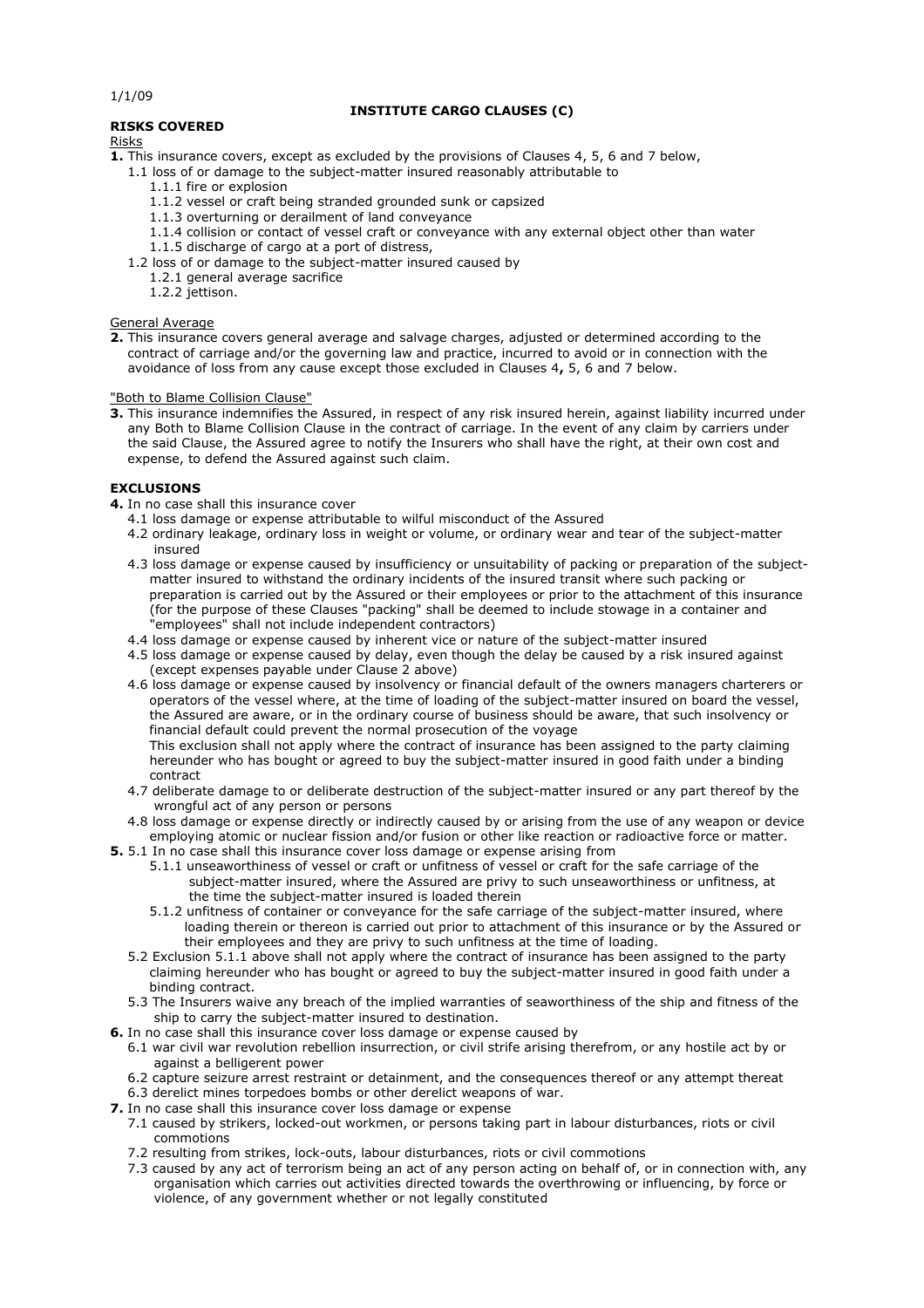1/1/09

# INSTITUTE CARGO CLAUSES (C)

## RISKS COVERED

Risks

**1.** This insurance covers, except as excluded by the provisions of Clauses 4, 5, 6 and 7 below,

- 1.1 loss of or damage to the subject-matter insured reasonably attributable to
  - 1.1.1 fire or explosion
  - 1.1.2 vessel or craft being stranded grounded sunk or capsized
  - 1.1.3 overturning or derailment of land conveyance
  - 1.1.4 collision or contact of vessel craft or conveyance with any external object other than water
  - 1.1.5 discharge of cargo at a port of distress,
- 1.2 loss of or damage to the subject-matter insured caused by
  - 1.2.1 general average sacrifice
  - 1.2.2 jettison.

General Average

**2.** This insurance covers general average and salvage charges, adjusted or determined according to the contract of carriage and/or the governing law and practice, incurred to avoid or in connection with the avoidance of loss from any cause except those excluded in Clauses 4**,** 5, 6 and 7 below.

"Both to Blame Collision Clause"

**3.** This insurance indemnifies the Assured, in respect of any risk insured herein, against liability incurred under any Both to Blame Collision Clause in the contract of carriage. In the event of any claim by carriers under the said Clause, the Assured agree to notify the Insurers who shall have the right, at their own cost and expense, to defend the Assured against such claim.

## EXCLUSIONS

**4.** In no case shall this insurance cover

- 4.1 loss damage or expense attributable to wilful misconduct of the Assured
- 4.2 ordinary leakage, ordinary loss in weight or volume, or ordinary wear and tear of the subject-matter insured
- 4.3 loss damage or expense caused by insufficiency or unsuitability of packing or preparation of the subject-matter insured to withstand the ordinary incidents of the insured transit where such packing or preparation is carried out by the Assured or their employees or prior to the attachment of this insurance (for the purpose of these Clauses "packing" shall be deemed to include stowage in a container and "employees" shall not include independent contractors)
- 4.4 loss damage or expense caused by inherent vice or nature of the subject-matter insured
- 4.5 loss damage or expense caused by delay, even though the delay be caused by a risk insured against (except expenses payable under Clause 2 above)
- 4.6 loss damage or expense caused by insolvency or financial default of the owners managers charterers or operators of the vessel where, at the time of loading of the subject-matter insured on board the vessel, the Assured are aware, or in the ordinary course of business should be aware, that such insolvency or financial default could prevent the normal prosecution of the voyage
  This exclusion shall not apply where the contract of insurance has been assigned to the party claiming hereunder who has bought or agreed to buy the subject-matter insured in good faith under a binding contract
- 4.7 deliberate damage to or deliberate destruction of the subject-matter insured or any part thereof by the wrongful act of any person or persons
- 4.8 loss damage or expense directly or indirectly caused by or arising from the use of any weapon or device employing atomic or nuclear fission and/or fusion or other like reaction or radioactive force or matter.

**5.** 5.1 In no case shall this insurance cover loss damage or expense arising from

- 5.1.1 unseaworthiness of vessel or craft or unfitness of vessel or craft for the safe carriage of the subject-matter insured, where the Assured are privy to such unseaworthiness or unfitness, at the time the subject-matter insured is loaded therein
- 5.1.2 unfitness of container or conveyance for the safe carriage of the subject-matter insured, where loading therein or thereon is carried out prior to attachment of this insurance or by the Assured or their employees and they are privy to such unfitness at the time of loading.

5.2 Exclusion 5.1.1 above shall not apply where the contract of insurance has been assigned to the party claiming hereunder who has bought or agreed to buy the subject-matter insured in good faith under a binding contract.

5.3 The Insurers waive any breach of the implied warranties of seaworthiness of the ship and fitness of the ship to carry the subject-matter insured to destination.

**6.** In no case shall this insurance cover loss damage or expense caused by

- 6.1 war civil war revolution rebellion insurrection, or civil strife arising therefrom, or any hostile act by or against a belligerent power
- 6.2 capture seizure arrest restraint or detainment, and the consequences thereof or any attempt thereat
- 6.3 derelict mines torpedoes bombs or other derelict weapons of war.

**7.** In no case shall this insurance cover loss damage or expense

- 7.1 caused by strikers, locked-out workmen, or persons taking part in labour disturbances, riots or civil commotions
- 7.2 resulting from strikes, lock-outs, labour disturbances, riots or civil commotions
- 7.3 caused by any act of terrorism being an act of any person acting on behalf of, or in connection with, any organisation which carries out activities directed towards the overthrowing or influencing, by force or violence, of any government whether or not legally constituted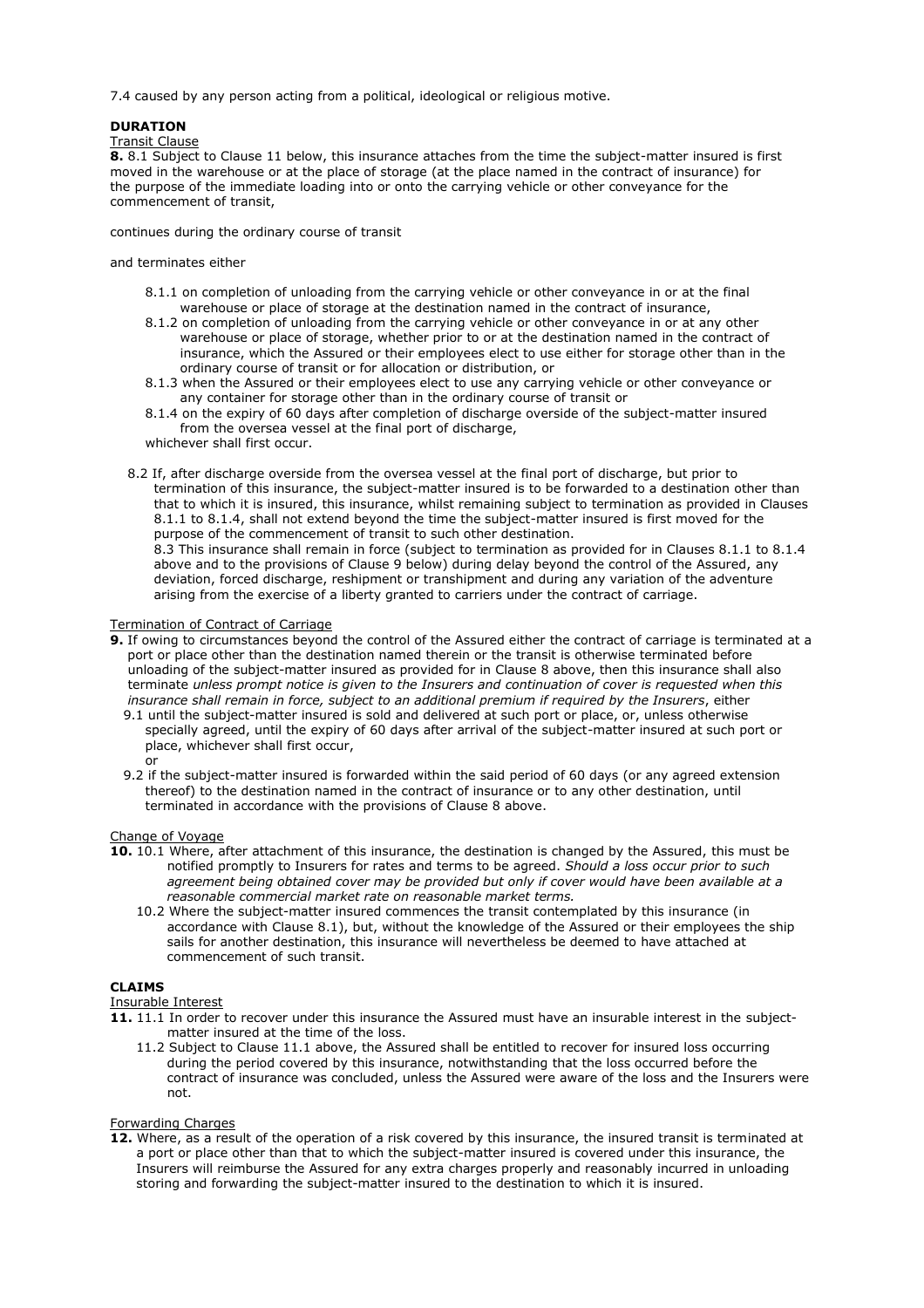7.4 caused by any person acting from a political, ideological or religious motive.

**DURATION**

Transit Clause

**8.** 8.1 Subject to Clause 11 below, this insurance attaches from the time the subject-matter insured is first moved in the warehouse or at the place of storage (at the place named in the contract of insurance) for the purpose of the immediate loading into or onto the carrying vehicle or other conveyance for the commencement of transit,

continues during the ordinary course of transit

and terminates either

- 8.1.1 on completion of unloading from the carrying vehicle or other conveyance in or at the final warehouse or place of storage at the destination named in the contract of insurance,
- 8.1.2 on completion of unloading from the carrying vehicle or other conveyance in or at any other warehouse or place of storage, whether prior to or at the destination named in the contract of insurance, which the Assured or their employees elect to use either for storage other than in the ordinary course of transit or for allocation or distribution, or
- 8.1.3 when the Assured or their employees elect to use any carrying vehicle or other conveyance or any container for storage other than in the ordinary course of transit or
- 8.1.4 on the expiry of 60 days after completion of discharge overside of the subject-matter insured from the oversea vessel at the final port of discharge,

whichever shall first occur.

8.2 If, after discharge overside from the oversea vessel at the final port of discharge, but prior to termination of this insurance, the subject-matter insured is to be forwarded to a destination other than that to which it is insured, this insurance, whilst remaining subject to termination as provided in Clauses 8.1.1 to 8.1.4, shall not extend beyond the time the subject-matter insured is first moved for the purpose of the commencement of transit to such other destination.

8.3 This insurance shall remain in force (subject to termination as provided for in Clauses 8.1.1 to 8.1.4 above and to the provisions of Clause 9 below) during delay beyond the control of the Assured, any deviation, forced discharge, reshipment or transhipment and during any variation of the adventure arising from the exercise of a liberty granted to carriers under the contract of carriage.

Termination of Contract of Carriage

**9.** If owing to circumstances beyond the control of the Assured either the contract of carriage is terminated at a port or place other than the destination named therein or the transit is otherwise terminated before unloading of the subject-matter insured as provided for in Clause 8 above, then this insurance shall also terminate *unless prompt notice is given to the Insurers and continuation of cover is requested when this insurance shall remain in force, subject to an additional premium if required by the Insurers*, either

9.1 until the subject-matter insured is sold and delivered at such port or place, or, unless otherwise specially agreed, until the expiry of 60 days after arrival of the subject-matter insured at such port or place, whichever shall first occur,

or

9.2 if the subject-matter insured is forwarded within the said period of 60 days (or any agreed extension thereof) to the destination named in the contract of insurance or to any other destination, until terminated in accordance with the provisions of Clause 8 above.

Change of Voyage

**10.** 10.1 Where, after attachment of this insurance, the destination is changed by the Assured, this must be notified promptly to Insurers for rates and terms to be agreed. *Should a loss occur prior to such agreement being obtained cover may be provided but only if cover would have been available at a reasonable commercial market rate on reasonable market terms.*

10.2 Where the subject-matter insured commences the transit contemplated by this insurance (in accordance with Clause 8.1), but, without the knowledge of the Assured or their employees the ship sails for another destination, this insurance will nevertheless be deemed to have attached at commencement of such transit.

**CLAIMS**

Insurable Interest

**11.** 11.1 In order to recover under this insurance the Assured must have an insurable interest in the subject-matter insured at the time of the loss.

11.2 Subject to Clause 11.1 above, the Assured shall be entitled to recover for insured loss occurring during the period covered by this insurance, notwithstanding that the loss occurred before the contract of insurance was concluded, unless the Assured were aware of the loss and the Insurers were not.

Forwarding Charges

**12.** Where, as a result of the operation of a risk covered by this insurance, the insured transit is terminated at a port or place other than that to which the subject-matter insured is covered under this insurance, the Insurers will reimburse the Assured for any extra charges properly and reasonably incurred in unloading storing and forwarding the subject-matter insured to the destination to which it is insured.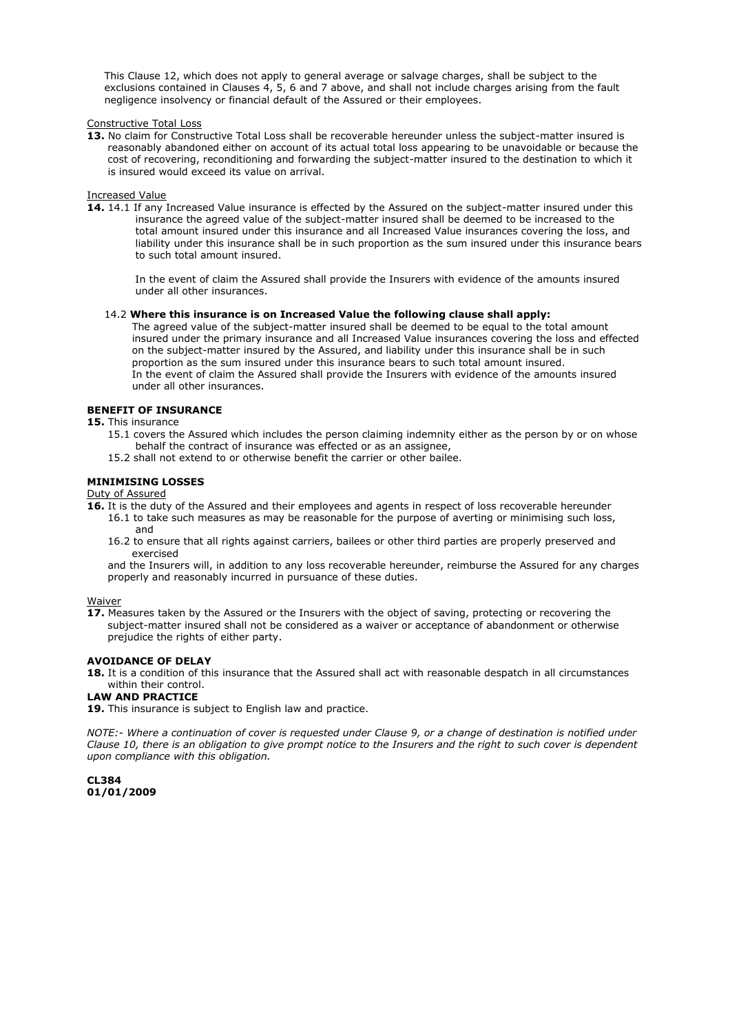This Clause 12, which does not apply to general average or salvage charges, shall be subject to the exclusions contained in Clauses 4, 5, 6 and 7 above, and shall not include charges arising from the fault negligence insolvency or financial default of the Assured or their employees.

Constructive Total Loss

**13.** No claim for Constructive Total Loss shall be recoverable hereunder unless the subject-matter insured is reasonably abandoned either on account of its actual total loss appearing to be unavoidable or because the cost of recovering, reconditioning and forwarding the subject-matter insured to the destination to which it is insured would exceed its value on arrival.

Increased Value

**14.** 14.1 If any Increased Value insurance is effected by the Assured on the subject-matter insured under this insurance the agreed value of the subject-matter insured shall be deemed to be increased to the total amount insured under this insurance and all Increased Value insurances covering the loss, and liability under this insurance shall be in such proportion as the sum insured under this insurance bears to such total amount insured.

In the event of claim the Assured shall provide the Insurers with evidence of the amounts insured under all other insurances.

14.2 **Where this insurance is on Increased Value the following clause shall apply:**
The agreed value of the subject-matter insured shall be deemed to be equal to the total amount insured under the primary insurance and all Increased Value insurances covering the loss and effected on the subject-matter insured by the Assured, and liability under this insurance shall be in such proportion as the sum insured under this insurance bears to such total amount insured.
In the event of claim the Assured shall provide the Insurers with evidence of the amounts insured under all other insurances.

**BENEFIT OF INSURANCE**

**15.** This insurance

15.1 covers the Assured which includes the person claiming indemnity either as the person by or on whose behalf the contract of insurance was effected or as an assignee,

15.2 shall not extend to or otherwise benefit the carrier or other bailee.

**MINIMISING LOSSES**

Duty of Assured

**16.** It is the duty of the Assured and their employees and agents in respect of loss recoverable hereunder

16.1 to take such measures as may be reasonable for the purpose of averting or minimising such loss, and

16.2 to ensure that all rights against carriers, bailees or other third parties are properly preserved and exercised

and the Insurers will, in addition to any loss recoverable hereunder, reimburse the Assured for any charges properly and reasonably incurred in pursuance of these duties.

Waiver

**17.** Measures taken by the Assured or the Insurers with the object of saving, protecting or recovering the subject-matter insured shall not be considered as a waiver or acceptance of abandonment or otherwise prejudice the rights of either party.

**AVOIDANCE OF DELAY**

**18.** It is a condition of this insurance that the Assured shall act with reasonable despatch in all circumstances within their control.

**LAW AND PRACTICE**

**19.** This insurance is subject to English law and practice.

*NOTE:- Where a continuation of cover is requested under Clause 9, or a change of destination is notified under Clause 10, there is an obligation to give prompt notice to the Insurers and the right to such cover is dependent upon compliance with this obligation.*

**CL384**
**01/01/2009**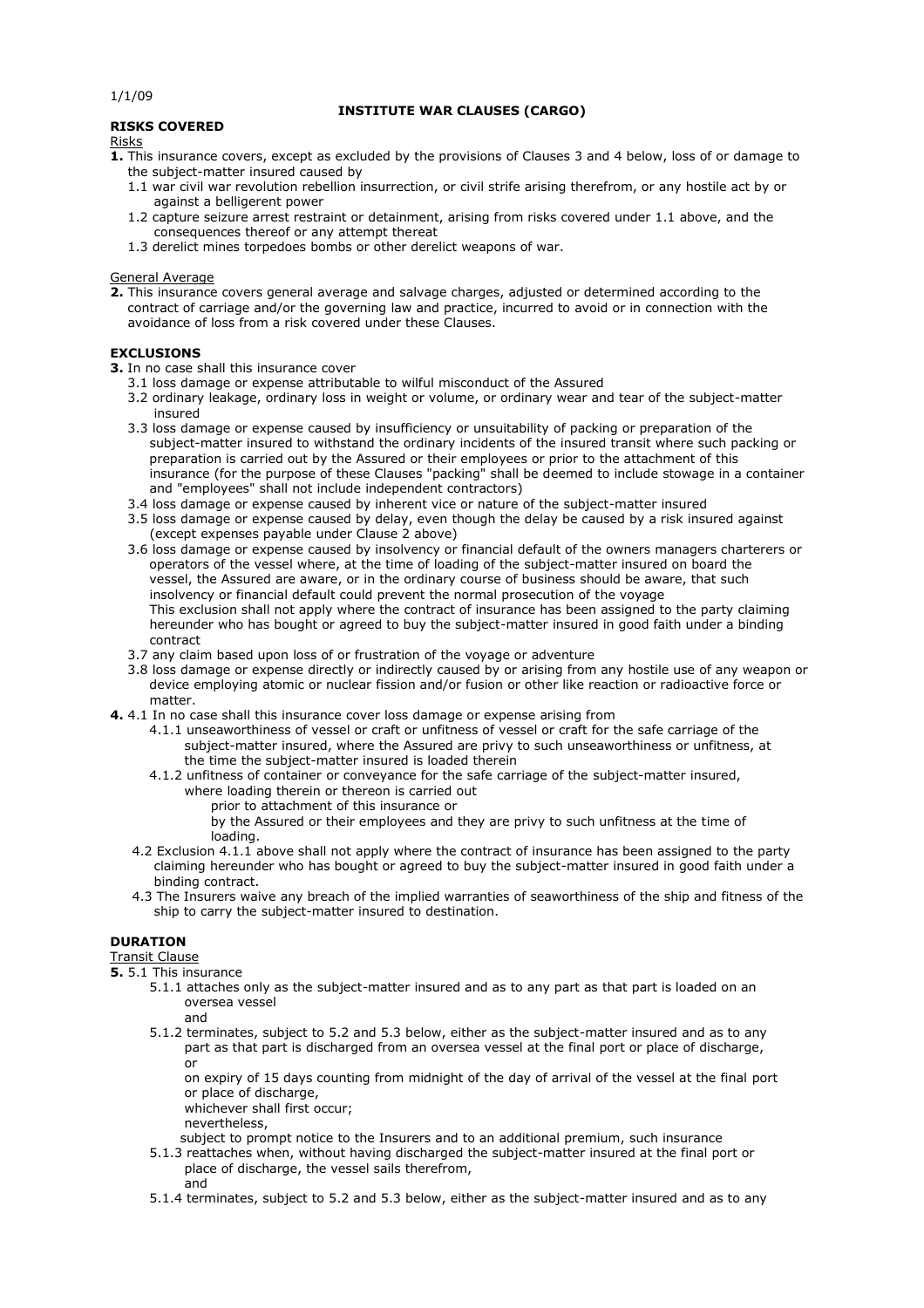1/1/09

# INSTITUTE WAR CLAUSES (CARGO)

## RISKS COVERED

Risks

**1.** This insurance covers, except as excluded by the provisions of Clauses 3 and 4 below, loss of or damage to the subject-matter insured caused by

- 1.1 war civil war revolution rebellion insurrection, or civil strife arising therefrom, or any hostile act by or against a belligerent power
- 1.2 capture seizure arrest restraint or detainment, arising from risks covered under 1.1 above, and the consequences thereof or any attempt thereat
- 1.3 derelict mines torpedoes bombs or other derelict weapons of war.

General Average

**2.** This insurance covers general average and salvage charges, adjusted or determined according to the contract of carriage and/or the governing law and practice, incurred to avoid or in connection with the avoidance of loss from a risk covered under these Clauses.

## EXCLUSIONS

**3.** In no case shall this insurance cover

- 3.1 loss damage or expense attributable to wilful misconduct of the Assured
- 3.2 ordinary leakage, ordinary loss in weight or volume, or ordinary wear and tear of the subject-matter insured
- 3.3 loss damage or expense caused by insufficiency or unsuitability of packing or preparation of the subject-matter insured to withstand the ordinary incidents of the insured transit where such packing or preparation is carried out by the Assured or their employees or prior to the attachment of this insurance (for the purpose of these Clauses "packing" shall be deemed to include stowage in a container and "employees" shall not include independent contractors)
- 3.4 loss damage or expense caused by inherent vice or nature of the subject-matter insured
- 3.5 loss damage or expense caused by delay, even though the delay be caused by a risk insured against (except expenses payable under Clause 2 above)
- 3.6 loss damage or expense caused by insolvency or financial default of the owners managers charterers or operators of the vessel where, at the time of loading of the subject-matter insured on board the vessel, the Assured are aware, or in the ordinary course of business should be aware, that such insolvency or financial default could prevent the normal prosecution of the voyage
  This exclusion shall not apply where the contract of insurance has been assigned to the party claiming hereunder who has bought or agreed to buy the subject-matter insured in good faith under a binding contract
- 3.7 any claim based upon loss of or frustration of the voyage or adventure
- 3.8 loss damage or expense directly or indirectly caused by or arising from any hostile use of any weapon or device employing atomic or nuclear fission and/or fusion or other like reaction or radioactive force or matter.

**4.** 4.1 In no case shall this insurance cover loss damage or expense arising from

- 4.1.1 unseaworthiness of vessel or craft or unfitness of vessel or craft for the safe carriage of the subject-matter insured, where the Assured are privy to such unseaworthiness or unfitness, at the time the subject-matter insured is loaded therein
- 4.1.2 unfitness of container or conveyance for the safe carriage of the subject-matter insured, where loading therein or thereon is carried out
  prior to attachment of this insurance or
  by the Assured or their employees and they are privy to such unfitness at the time of loading.

4.2 Exclusion 4.1.1 above shall not apply where the contract of insurance has been assigned to the party claiming hereunder who has bought or agreed to buy the subject-matter insured in good faith under a binding contract.

4.3 The Insurers waive any breach of the implied warranties of seaworthiness of the ship and fitness of the ship to carry the subject-matter insured to destination.

## DURATION

Transit Clause

**5.** 5.1 This insurance

- 5.1.1 attaches only as the subject-matter insured and as to any part as that part is loaded on an oversea vessel
  and
- 5.1.2 terminates, subject to 5.2 and 5.3 below, either as the subject-matter insured and as to any part as that part is discharged from an oversea vessel at the final port or place of discharge,
  or
  on expiry of 15 days counting from midnight of the day of arrival of the vessel at the final port or place of discharge,
  whichever shall first occur;
  nevertheless,
  subject to prompt notice to the Insurers and to an additional premium, such insurance
- 5.1.3 reattaches when, without having discharged the subject-matter insured at the final port or place of discharge, the vessel sails therefrom,
  and
- 5.1.4 terminates, subject to 5.2 and 5.3 below, either as the subject-matter insured and as to any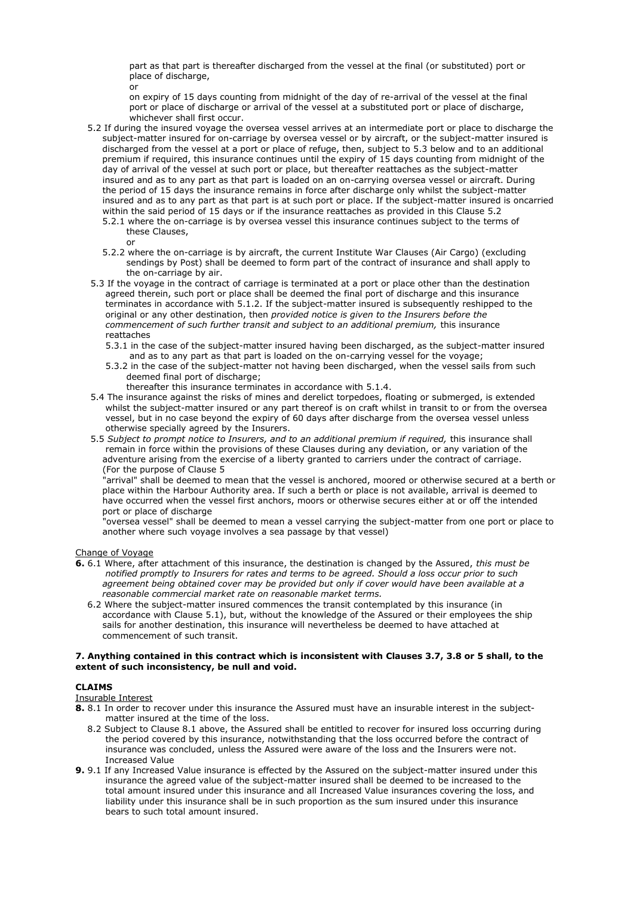part as that part is thereafter discharged from the vessel at the final (or substituted) port or place of discharge,

or

on expiry of 15 days counting from midnight of the day of re-arrival of the vessel at the final port or place of discharge or arrival of the vessel at a substituted port or place of discharge, whichever shall first occur.

5.2 If during the insured voyage the oversea vessel arrives at an intermediate port or place to discharge the subject-matter insured for on-carriage by oversea vessel or by aircraft, or the subject-matter insured is discharged from the vessel at a port or place of refuge, then, subject to 5.3 below and to an additional premium if required, this insurance continues until the expiry of 15 days counting from midnight of the day of arrival of the vessel at such port or place, but thereafter reattaches as the subject-matter insured and as to any part as that part is loaded on an on-carrying oversea vessel or aircraft. During the period of 15 days the insurance remains in force after discharge only whilst the subject-matter insured and as to any part as that part is at such port or place. If the subject-matter insured is oncarried within the said period of 15 days or if the insurance reattaches as provided in this Clause 5.2

5.2.1 where the on-carriage is by oversea vessel this insurance continues subject to the terms of these Clauses,

or

5.2.2 where the on-carriage is by aircraft, the current Institute War Clauses (Air Cargo) (excluding sendings by Post) shall be deemed to form part of the contract of insurance and shall apply to the on-carriage by air.

5.3 If the voyage in the contract of carriage is terminated at a port or place other than the destination agreed therein, such port or place shall be deemed the final port of discharge and this insurance terminates in accordance with 5.1.2. If the subject-matter insured is subsequently reshipped to the original or any other destination, then *provided notice is given to the Insurers before the commencement of such further transit and subject to an additional premium,* this insurance reattaches

5.3.1 in the case of the subject-matter insured having been discharged, as the subject-matter insured and as to any part as that part is loaded on the on-carrying vessel for the voyage;

5.3.2 in the case of the subject-matter not having been discharged, when the vessel sails from such deemed final port of discharge;

thereafter this insurance terminates in accordance with 5.1.4.

5.4 The insurance against the risks of mines and derelict torpedoes, floating or submerged, is extended whilst the subject-matter insured or any part thereof is on craft whilst in transit to or from the oversea vessel, but in no case beyond the expiry of 60 days after discharge from the oversea vessel unless otherwise specially agreed by the Insurers.

5.5 *Subject to prompt notice to Insurers, and to an additional premium if required,* this insurance shall remain in force within the provisions of these Clauses during any deviation, or any variation of the adventure arising from the exercise of a liberty granted to carriers under the contract of carriage. (For the purpose of Clause 5

"arrival" shall be deemed to mean that the vessel is anchored, moored or otherwise secured at a berth or place within the Harbour Authority area. If such a berth or place is not available, arrival is deemed to have occurred when the vessel first anchors, moors or otherwise secures either at or off the intended port or place of discharge

"oversea vessel" shall be deemed to mean a vessel carrying the subject-matter from one port or place to another where such voyage involves a sea passage by that vessel)

Change of Voyage

**6.** 6.1 Where, after attachment of this insurance, the destination is changed by the Assured, *this must be notified promptly to Insurers for rates and terms to be agreed. Should a loss occur prior to such agreement being obtained cover may be provided but only if cover would have been available at a reasonable commercial market rate on reasonable market terms.*

6.2 Where the subject-matter insured commences the transit contemplated by this insurance (in accordance with Clause 5.1), but, without the knowledge of the Assured or their employees the ship sails for another destination, this insurance will nevertheless be deemed to have attached at commencement of such transit.

**7. Anything contained in this contract which is inconsistent with Clauses 3.7, 3.8 or 5 shall, to the extent of such inconsistency, be null and void.**

**CLAIMS**

Insurable Interest

**8.** 8.1 In order to recover under this insurance the Assured must have an insurable interest in the subject-matter insured at the time of the loss.

8.2 Subject to Clause 8.1 above, the Assured shall be entitled to recover for insured loss occurring during the period covered by this insurance, notwithstanding that the loss occurred before the contract of insurance was concluded, unless the Assured were aware of the loss and the Insurers were not.

Increased Value

**9.** 9.1 If any Increased Value insurance is effected by the Assured on the subject-matter insured under this insurance the agreed value of the subject-matter insured shall be deemed to be increased to the total amount insured under this insurance and all Increased Value insurances covering the loss, and liability under this insurance shall be in such proportion as the sum insured under this insurance bears to such total amount insured.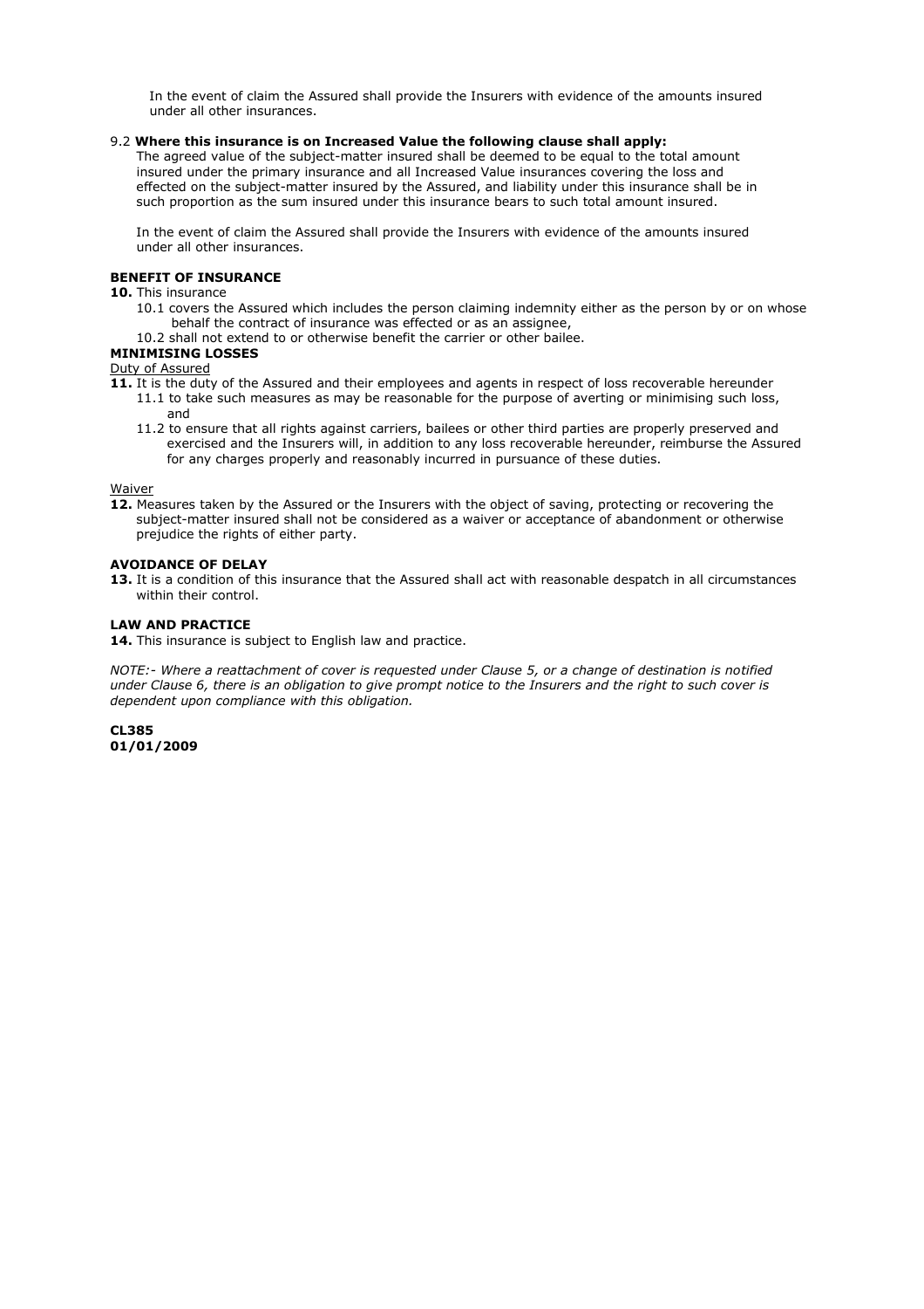In the event of claim the Assured shall provide the Insurers with evidence of the amounts insured under all other insurances.

9.2 **Where this insurance is on Increased Value the following clause shall apply:**

The agreed value of the subject-matter insured shall be deemed to be equal to the total amount insured under the primary insurance and all Increased Value insurances covering the loss and effected on the subject-matter insured by the Assured, and liability under this insurance shall be in such proportion as the sum insured under this insurance bears to such total amount insured.

In the event of claim the Assured shall provide the Insurers with evidence of the amounts insured under all other insurances.

**BENEFIT OF INSURANCE**

**10.** This insurance

- 10.1 covers the Assured which includes the person claiming indemnity either as the person by or on whose behalf the contract of insurance was effected or as an assignee,
- 10.2 shall not extend to or otherwise benefit the carrier or other bailee.

**MINIMISING LOSSES**

Duty of Assured

**11.** It is the duty of the Assured and their employees and agents in respect of loss recoverable hereunder

- 11.1 to take such measures as may be reasonable for the purpose of averting or minimising such loss, and
- 11.2 to ensure that all rights against carriers, bailees or other third parties are properly preserved and exercised and the Insurers will, in addition to any loss recoverable hereunder, reimburse the Assured for any charges properly and reasonably incurred in pursuance of these duties.

Waiver

**12.** Measures taken by the Assured or the Insurers with the object of saving, protecting or recovering the subject-matter insured shall not be considered as a waiver or acceptance of abandonment or otherwise prejudice the rights of either party.

**AVOIDANCE OF DELAY**

**13.** It is a condition of this insurance that the Assured shall act with reasonable despatch in all circumstances within their control.

**LAW AND PRACTICE**

**14.** This insurance is subject to English law and practice.

*NOTE:- Where a reattachment of cover is requested under Clause 5, or a change of destination is notified under Clause 6, there is an obligation to give prompt notice to the Insurers and the right to such cover is dependent upon compliance with this obligation.*

**CL385**
**01/01/2009**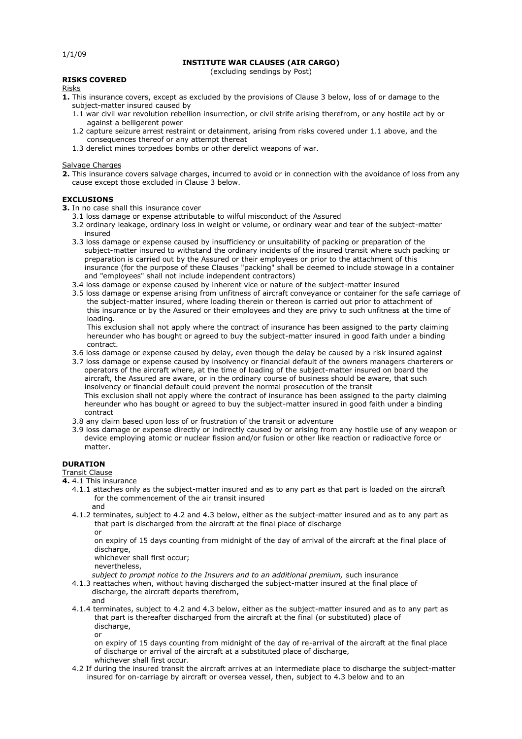1/1/09

# INSTITUTE WAR CLAUSES (AIR CARGO)

(excluding sendings by Post)

## RISKS COVERED

Risks

**1.** This insurance covers, except as excluded by the provisions of Clause 3 below, loss of or damage to the subject-matter insured caused by

1.1 war civil war revolution rebellion insurrection, or civil strife arising therefrom, or any hostile act by or against a belligerent power

1.2 capture seizure arrest restraint or detainment, arising from risks covered under 1.1 above, and the consequences thereof or any attempt thereat

1.3 derelict mines torpedoes bombs or other derelict weapons of war.

Salvage Charges

**2.** This insurance covers salvage charges, incurred to avoid or in connection with the avoidance of loss from any cause except those excluded in Clause 3 below.

## EXCLUSIONS

**3.** In no case shall this insurance cover

3.1 loss damage or expense attributable to wilful misconduct of the Assured

3.2 ordinary leakage, ordinary loss in weight or volume, or ordinary wear and tear of the subject-matter insured

3.3 loss damage or expense caused by insufficiency or unsuitability of packing or preparation of the subject-matter insured to withstand the ordinary incidents of the insured transit where such packing or preparation is carried out by the Assured or their employees or prior to the attachment of this insurance (for the purpose of these Clauses "packing" shall be deemed to include stowage in a container and "employees" shall not include independent contractors)

3.4 loss damage or expense caused by inherent vice or nature of the subject-matter insured

3.5 loss damage or expense arising from unfitness of aircraft conveyance or container for the safe carriage of the subject-matter insured, where loading therein or thereon is carried out prior to attachment of this insurance or by the Assured or their employees and they are privy to such unfitness at the time of loading.

This exclusion shall not apply where the contract of insurance has been assigned to the party claiming hereunder who has bought or agreed to buy the subject-matter insured in good faith under a binding contract.

3.6 loss damage or expense caused by delay, even though the delay be caused by a risk insured against

3.7 loss damage or expense caused by insolvency or financial default of the owners managers charterers or operators of the aircraft where, at the time of loading of the subject-matter insured on board the aircraft, the Assured are aware, or in the ordinary course of business should be aware, that such insolvency or financial default could prevent the normal prosecution of the transit

This exclusion shall not apply where the contract of insurance has been assigned to the party claiming hereunder who has bought or agreed to buy the subject-matter insured in good faith under a binding contract

3.8 any claim based upon loss of or frustration of the transit or adventure

3.9 loss damage or expense directly or indirectly caused by or arising from any hostile use of any weapon or device employing atomic or nuclear fission and/or fusion or other like reaction or radioactive force or matter.

## DURATION

Transit Clause

**4.** 4.1 This insurance

4.1.1 attaches only as the subject-matter insured and as to any part as that part is loaded on the aircraft for the commencement of the air transit insured

and

4.1.2 terminates, subject to 4.2 and 4.3 below, either as the subject-matter insured and as to any part as that part is discharged from the aircraft at the final place of discharge

or

on expiry of 15 days counting from midnight of the day of arrival of the aircraft at the final place of discharge,

whichever shall first occur;

nevertheless,

*subject to prompt notice to the Insurers and to an additional premium,* such insurance

4.1.3 reattaches when, without having discharged the subject-matter insured at the final place of discharge, the aircraft departs therefrom,

and

4.1.4 terminates, subject to 4.2 and 4.3 below, either as the subject-matter insured and as to any part as that part is thereafter discharged from the aircraft at the final (or substituted) place of discharge,

or

on expiry of 15 days counting from midnight of the day of re-arrival of the aircraft at the final place of discharge or arrival of the aircraft at a substituted place of discharge,

whichever shall first occur.

4.2 If during the insured transit the aircraft arrives at an intermediate place to discharge the subject-matter insured for on-carriage by aircraft or oversea vessel, then, subject to 4.3 below and to an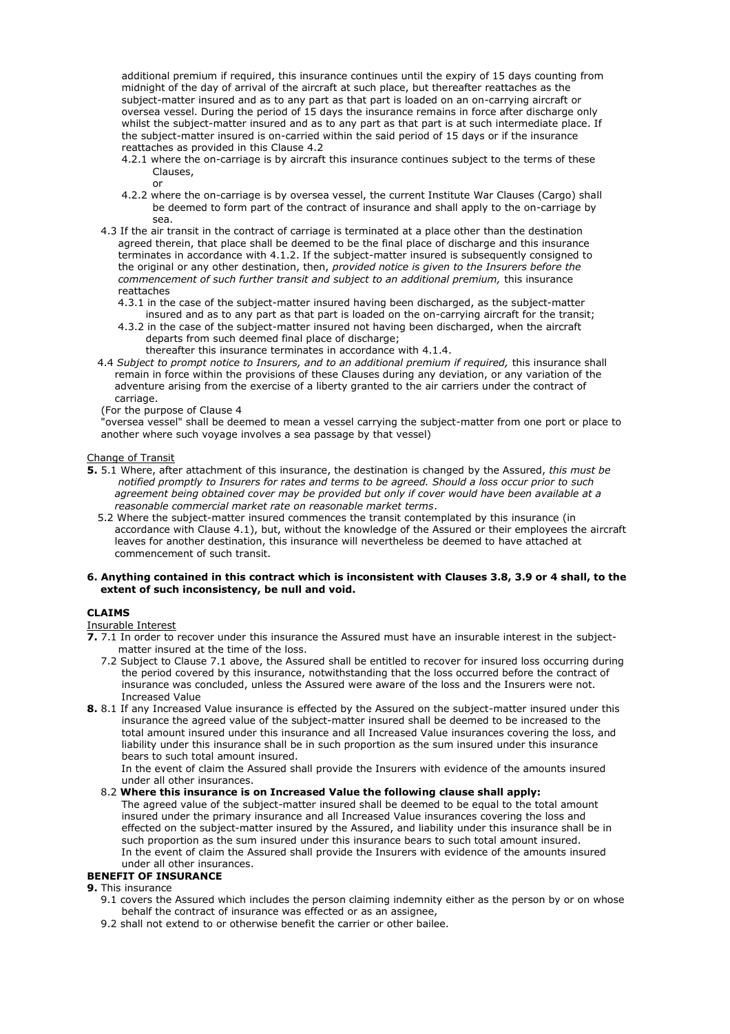additional premium if required, this insurance continues until the expiry of 15 days counting from midnight of the day of arrival of the aircraft at such place, but thereafter reattaches as the subject-matter insured and as to any part as that part is loaded on an on-carrying aircraft or oversea vessel. During the period of 15 days the insurance remains in force after discharge only whilst the subject-matter insured and as to any part as that part is at such intermediate place. If the subject-matter insured is on-carried within the said period of 15 days or if the insurance reattaches as provided in this Clause 4.2

- 4.2.1 where the on-carriage is by aircraft this insurance continues subject to the terms of these Clauses,

  or

- 4.2.2 where the on-carriage is by oversea vessel, the current Institute War Clauses (Cargo) shall be deemed to form part of the contract of insurance and shall apply to the on-carriage by sea.

4.3 If the air transit in the contract of carriage is terminated at a place other than the destination agreed therein, that place shall be deemed to be the final place of discharge and this insurance terminates in accordance with 4.1.2. If the subject-matter insured is subsequently consigned to the original or any other destination, then, *provided notice is given to the Insurers before the commencement of such further transit and subject to an additional premium,* this insurance reattaches

- 4.3.1 in the case of the subject-matter insured having been discharged, as the subject-matter insured and as to any part as that part is loaded on the on-carrying aircraft for the transit;
- 4.3.2 in the case of the subject-matter insured not having been discharged, when the aircraft departs from such deemed final place of discharge;

  thereafter this insurance terminates in accordance with 4.1.4.

4.4 *Subject to prompt notice to Insurers, and to an additional premium if required,* this insurance shall remain in force within the provisions of these Clauses during any deviation, or any variation of the adventure arising from the exercise of a liberty granted to the air carriers under the contract of carriage.

(For the purpose of Clause 4

"oversea vessel" shall be deemed to mean a vessel carrying the subject-matter from one port or place to another where such voyage involves a sea passage by that vessel)

Change of Transit

**5.** 5.1 Where, after attachment of this insurance, the destination is changed by the Assured, *this must be notified promptly to Insurers for rates and terms to be agreed. Should a loss occur prior to such agreement being obtained cover may be provided but only if cover would have been available at a reasonable commercial market rate on reasonable market terms*.

5.2 Where the subject-matter insured commences the transit contemplated by this insurance (in accordance with Clause 4.1), but, without the knowledge of the Assured or their employees the aircraft leaves for another destination, this insurance will nevertheless be deemed to have attached at commencement of such transit.

**6. Anything contained in this contract which is inconsistent with Clauses 3.8, 3.9 or 4 shall, to the extent of such inconsistency, be null and void.**

**CLAIMS**

Insurable Interest

**7.** 7.1 In order to recover under this insurance the Assured must have an insurable interest in the subject-matter insured at the time of the loss.

7.2 Subject to Clause 7.1 above, the Assured shall be entitled to recover for insured loss occurring during the period covered by this insurance, notwithstanding that the loss occurred before the contract of insurance was concluded, unless the Assured were aware of the loss and the Insurers were not.

Increased Value

**8.** 8.1 If any Increased Value insurance is effected by the Assured on the subject-matter insured under this insurance the agreed value of the subject-matter insured shall be deemed to be increased to the total amount insured under this insurance and all Increased Value insurances covering the loss, and liability under this insurance shall be in such proportion as the sum insured under this insurance bears to such total amount insured.

In the event of claim the Assured shall provide the Insurers with evidence of the amounts insured under all other insurances.

8.2 **Where this insurance is on Increased Value the following clause shall apply:**

The agreed value of the subject-matter insured shall be deemed to be equal to the total amount insured under the primary insurance and all Increased Value insurances covering the loss and effected on the subject-matter insured by the Assured, and liability under this insurance shall be in such proportion as the sum insured under this insurance bears to such total amount insured.

In the event of claim the Assured shall provide the Insurers with evidence of the amounts insured under all other insurances.

**BENEFIT OF INSURANCE**

**9.** This insurance

9.1 covers the Assured which includes the person claiming indemnity either as the person by or on whose behalf the contract of insurance was effected or as an assignee,

9.2 shall not extend to or otherwise benefit the carrier or other bailee.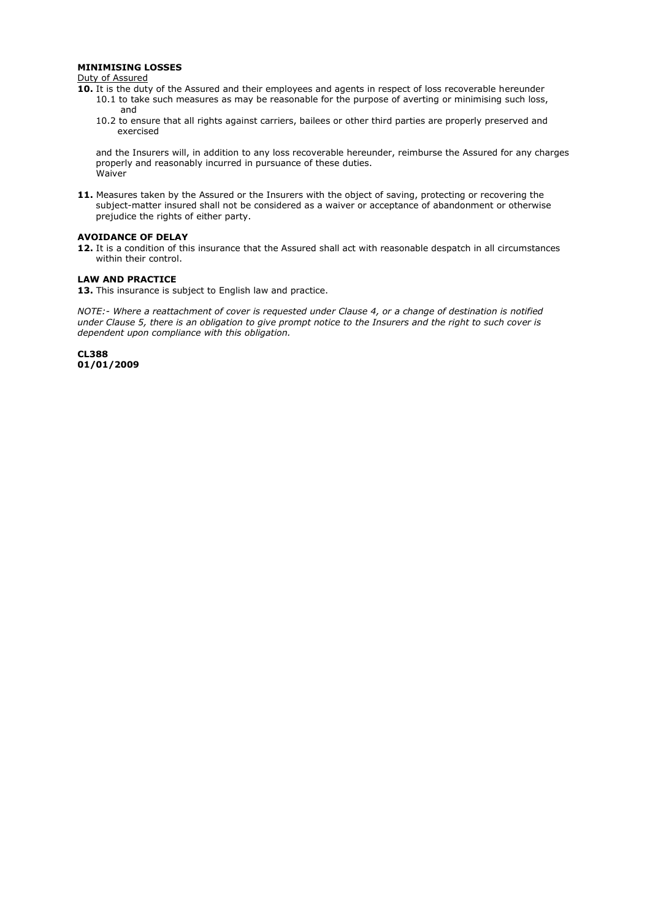**MINIMISING LOSSES**

Duty of Assured

**10.** It is the duty of the Assured and their employees and agents in respect of loss recoverable hereunder

10.1 to take such measures as may be reasonable for the purpose of averting or minimising such loss, and

10.2 to ensure that all rights against carriers, bailees or other third parties are properly preserved and exercised

and the Insurers will, in addition to any loss recoverable hereunder, reimburse the Assured for any charges properly and reasonably incurred in pursuance of these duties.

Waiver

**11.** Measures taken by the Assured or the Insurers with the object of saving, protecting or recovering the subject-matter insured shall not be considered as a waiver or acceptance of abandonment or otherwise prejudice the rights of either party.

**AVOIDANCE OF DELAY**

**12.** It is a condition of this insurance that the Assured shall act with reasonable despatch in all circumstances within their control.

**LAW AND PRACTICE**

**13.** This insurance is subject to English law and practice.

*NOTE:- Where a reattachment of cover is requested under Clause 4, or a change of destination is notified under Clause 5, there is an obligation to give prompt notice to the Insurers and the right to such cover is dependent upon compliance with this obligation.*

**CL388**
**01/01/2009**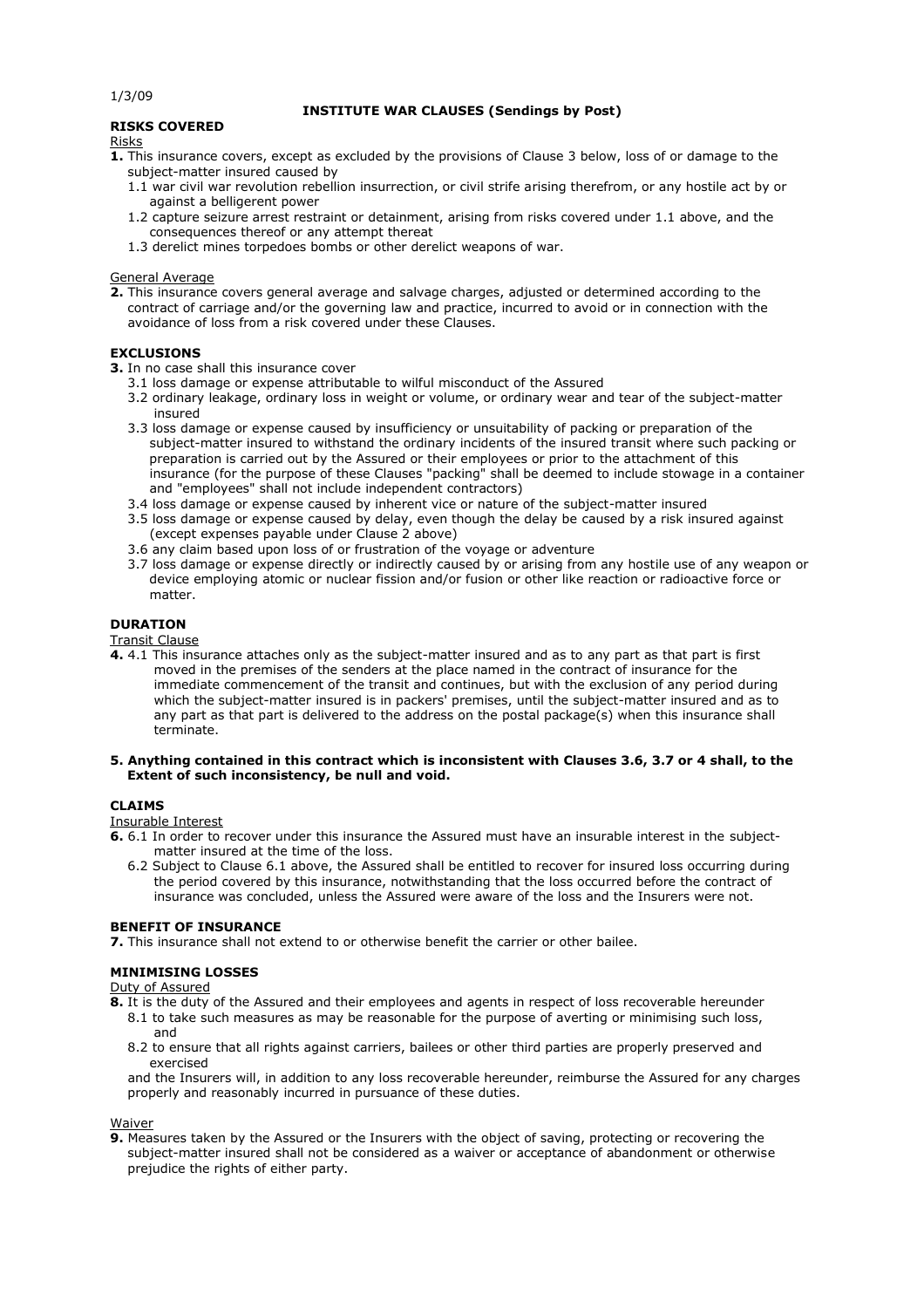1/3/09

# INSTITUTE WAR CLAUSES (Sendings by Post)

## RISKS COVERED

Risks

**1.** This insurance covers, except as excluded by the provisions of Clause 3 below, loss of or damage to the subject-matter insured caused by

1.1 war civil war revolution rebellion insurrection, or civil strife arising therefrom, or any hostile act by or against a belligerent power

1.2 capture seizure arrest restraint or detainment, arising from risks covered under 1.1 above, and the consequences thereof or any attempt thereat

1.3 derelict mines torpedoes bombs or other derelict weapons of war.

General Average

**2.** This insurance covers general average and salvage charges, adjusted or determined according to the contract of carriage and/or the governing law and practice, incurred to avoid or in connection with the avoidance of loss from a risk covered under these Clauses.

## EXCLUSIONS

**3.** In no case shall this insurance cover

3.1 loss damage or expense attributable to wilful misconduct of the Assured

3.2 ordinary leakage, ordinary loss in weight or volume, or ordinary wear and tear of the subject-matter insured

3.3 loss damage or expense caused by insufficiency or unsuitability of packing or preparation of the subject-matter insured to withstand the ordinary incidents of the insured transit where such packing or preparation is carried out by the Assured or their employees or prior to the attachment of this insurance (for the purpose of these Clauses "packing" shall be deemed to include stowage in a container and "employees" shall not include independent contractors)

3.4 loss damage or expense caused by inherent vice or nature of the subject-matter insured

3.5 loss damage or expense caused by delay, even though the delay be caused by a risk insured against (except expenses payable under Clause 2 above)

3.6 any claim based upon loss of or frustration of the voyage or adventure

3.7 loss damage or expense directly or indirectly caused by or arising from any hostile use of any weapon or device employing atomic or nuclear fission and/or fusion or other like reaction or radioactive force or matter.

## DURATION

Transit Clause

**4.** 4.1 This insurance attaches only as the subject-matter insured and as to any part as that part is first moved in the premises of the senders at the place named in the contract of insurance for the immediate commencement of the transit and continues, but with the exclusion of any period during which the subject-matter insured is in packers' premises, until the subject-matter insured and as to any part as that part is delivered to the address on the postal package(s) when this insurance shall terminate.

**5. Anything contained in this contract which is inconsistent with Clauses 3.6, 3.7 or 4 shall, to the Extent of such inconsistency, be null and void.**

## CLAIMS

Insurable Interest

**6.** 6.1 In order to recover under this insurance the Assured must have an insurable interest in the subject-matter insured at the time of the loss.

6.2 Subject to Clause 6.1 above, the Assured shall be entitled to recover for insured loss occurring during the period covered by this insurance, notwithstanding that the loss occurred before the contract of insurance was concluded, unless the Assured were aware of the loss and the Insurers were not.

## BENEFIT OF INSURANCE

**7.** This insurance shall not extend to or otherwise benefit the carrier or other bailee.

## MINIMISING LOSSES

Duty of Assured

**8.** It is the duty of the Assured and their employees and agents in respect of loss recoverable hereunder

8.1 to take such measures as may be reasonable for the purpose of averting or minimising such loss, and

8.2 to ensure that all rights against carriers, bailees or other third parties are properly preserved and exercised

and the Insurers will, in addition to any loss recoverable hereunder, reimburse the Assured for any charges properly and reasonably incurred in pursuance of these duties.

Waiver

**9.** Measures taken by the Assured or the Insurers with the object of saving, protecting or recovering the subject-matter insured shall not be considered as a waiver or acceptance of abandonment or otherwise prejudice the rights of either party.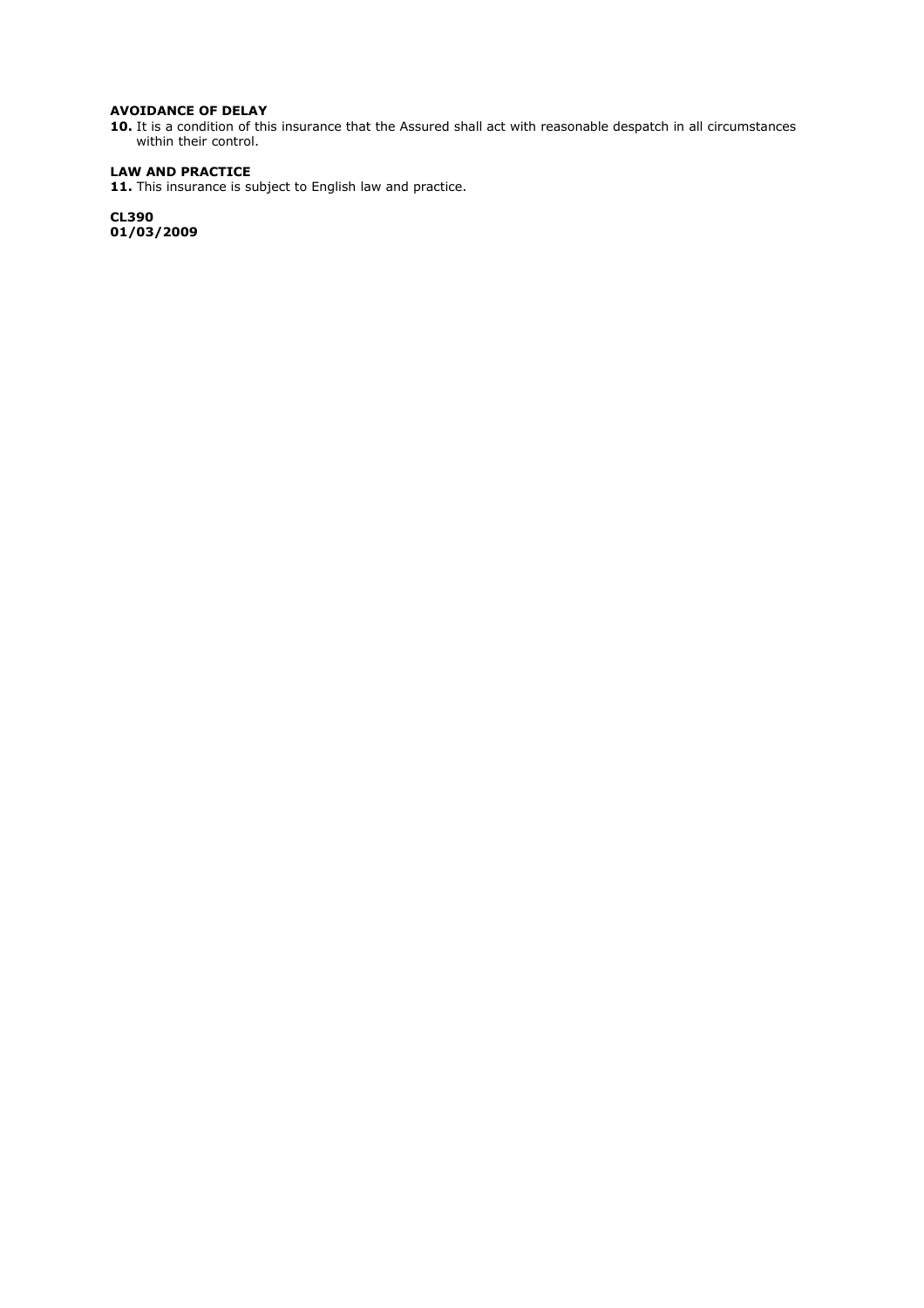**AVOIDANCE OF DELAY**

**10.** It is a condition of this insurance that the Assured shall act with reasonable despatch in all circumstances within their control.

**LAW AND PRACTICE**

**11.** This insurance is subject to English law and practice.

**CL390**
**01/03/2009**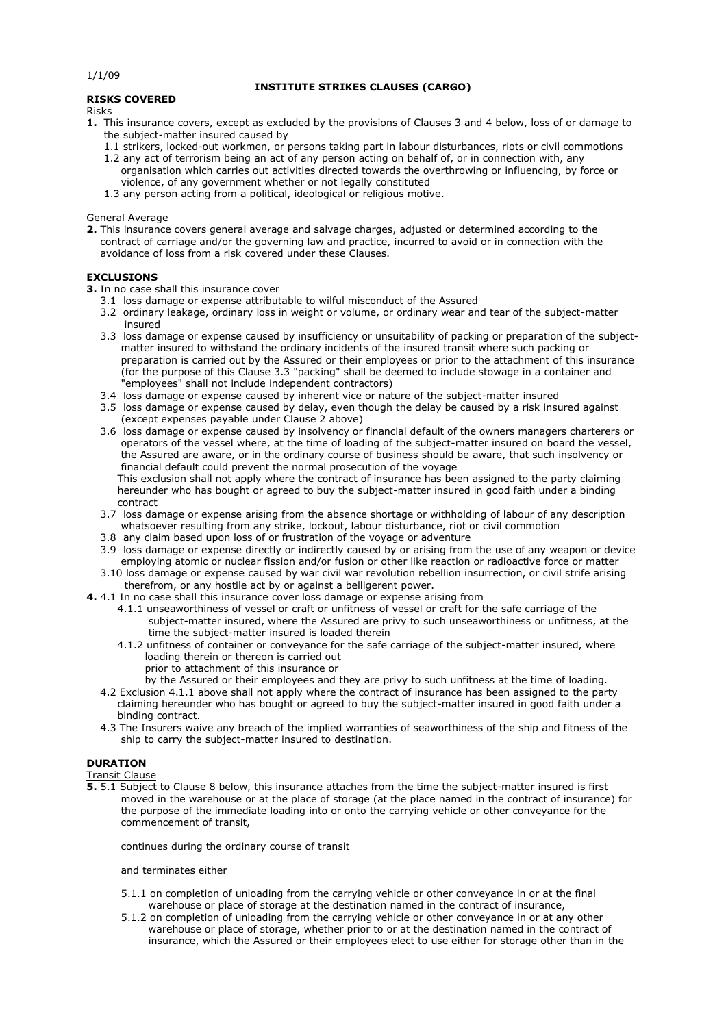1/1/09

# INSTITUTE STRIKES CLAUSES (CARGO)

## RISKS COVERED

Risks

**1.** This insurance covers, except as excluded by the provisions of Clauses 3 and 4 below, loss of or damage to the subject-matter insured caused by

1.1 strikers, locked-out workmen, or persons taking part in labour disturbances, riots or civil commotions

1.2 any act of terrorism being an act of any person acting on behalf of, or in connection with, any organisation which carries out activities directed towards the overthrowing or influencing, by force or violence, of any government whether or not legally constituted

1.3 any person acting from a political, ideological or religious motive.

General Average

**2.** This insurance covers general average and salvage charges, adjusted or determined according to the contract of carriage and/or the governing law and practice, incurred to avoid or in connection with the avoidance of loss from a risk covered under these Clauses.

## EXCLUSIONS

**3.** In no case shall this insurance cover

3.1 loss damage or expense attributable to wilful misconduct of the Assured

3.2 ordinary leakage, ordinary loss in weight or volume, or ordinary wear and tear of the subject-matter insured

3.3 loss damage or expense caused by insufficiency or unsuitability of packing or preparation of the subject-matter insured to withstand the ordinary incidents of the insured transit where such packing or preparation is carried out by the Assured or their employees or prior to the attachment of this insurance (for the purpose of this Clause 3.3 "packing" shall be deemed to include stowage in a container and "employees" shall not include independent contractors)

3.4 loss damage or expense caused by inherent vice or nature of the subject-matter insured

3.5 loss damage or expense caused by delay, even though the delay be caused by a risk insured against (except expenses payable under Clause 2 above)

3.6 loss damage or expense caused by insolvency or financial default of the owners managers charterers or operators of the vessel where, at the time of loading of the subject-matter insured on board the vessel, the Assured are aware, or in the ordinary course of business should be aware, that such insolvency or financial default could prevent the normal prosecution of the voyage

This exclusion shall not apply where the contract of insurance has been assigned to the party claiming hereunder who has bought or agreed to buy the subject-matter insured in good faith under a binding contract

3.7 loss damage or expense arising from the absence shortage or withholding of labour of any description whatsoever resulting from any strike, lockout, labour disturbance, riot or civil commotion

3.8 any claim based upon loss of or frustration of the voyage or adventure

3.9 loss damage or expense directly or indirectly caused by or arising from the use of any weapon or device employing atomic or nuclear fission and/or fusion or other like reaction or radioactive force or matter

3.10 loss damage or expense caused by war civil war revolution rebellion insurrection, or civil strife arising therefrom, or any hostile act by or against a belligerent power.

**4.** 4.1 In no case shall this insurance cover loss damage or expense arising from

4.1.1 unseaworthiness of vessel or craft or unfitness of vessel or craft for the safe carriage of the subject-matter insured, where the Assured are privy to such unseaworthiness or unfitness, at the time the subject-matter insured is loaded therein

4.1.2 unfitness of container or conveyance for the safe carriage of the subject-matter insured, where loading therein or thereon is carried out

prior to attachment of this insurance or

by the Assured or their employees and they are privy to such unfitness at the time of loading.

4.2 Exclusion 4.1.1 above shall not apply where the contract of insurance has been assigned to the party claiming hereunder who has bought or agreed to buy the subject-matter insured in good faith under a binding contract.

4.3 The Insurers waive any breach of the implied warranties of seaworthiness of the ship and fitness of the ship to carry the subject-matter insured to destination.

## DURATION

Transit Clause

**5.** 5.1 Subject to Clause 8 below, this insurance attaches from the time the subject-matter insured is first moved in the warehouse or at the place of storage (at the place named in the contract of insurance) for the purpose of the immediate loading into or onto the carrying vehicle or other conveyance for the commencement of transit,

continues during the ordinary course of transit

and terminates either

5.1.1 on completion of unloading from the carrying vehicle or other conveyance in or at the final warehouse or place of storage at the destination named in the contract of insurance,

5.1.2 on completion of unloading from the carrying vehicle or other conveyance in or at any other warehouse or place of storage, whether prior to or at the destination named in the contract of insurance, which the Assured or their employees elect to use either for storage other than in the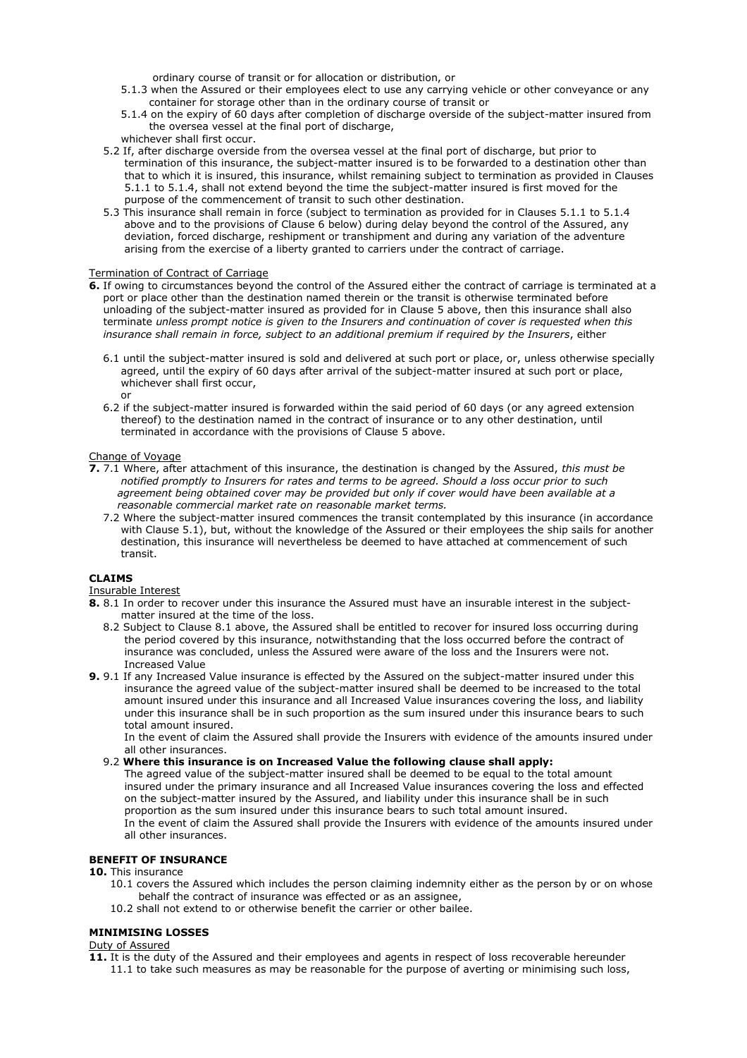ordinary course of transit or for allocation or distribution, or

5.1.3 when the Assured or their employees elect to use any carrying vehicle or other conveyance or any container for storage other than in the ordinary course of transit or

5.1.4 on the expiry of 60 days after completion of discharge overside of the subject-matter insured from the oversea vessel at the final port of discharge,

whichever shall first occur.

5.2 If, after discharge overside from the oversea vessel at the final port of discharge, but prior to termination of this insurance, the subject-matter insured is to be forwarded to a destination other than that to which it is insured, this insurance, whilst remaining subject to termination as provided in Clauses 5.1.1 to 5.1.4, shall not extend beyond the time the subject-matter insured is first moved for the purpose of the commencement of transit to such other destination.

5.3 This insurance shall remain in force (subject to termination as provided for in Clauses 5.1.1 to 5.1.4 above and to the provisions of Clause 6 below) during delay beyond the control of the Assured, any deviation, forced discharge, reshipment or transhipment and during any variation of the adventure arising from the exercise of a liberty granted to carriers under the contract of carriage.

<u>Termination of Contract of Carriage</u>

**6.** If owing to circumstances beyond the control of the Assured either the contract of carriage is terminated at a port or place other than the destination named therein or the transit is otherwise terminated before unloading of the subject-matter insured as provided for in Clause 5 above, then this insurance shall also terminate *unless prompt notice is given to the Insurers and continuation of cover is requested when this insurance shall remain in force, subject to an additional premium if required by the Insurers*, either

6.1 until the subject-matter insured is sold and delivered at such port or place, or, unless otherwise specially agreed, until the expiry of 60 days after arrival of the subject-matter insured at such port or place, whichever shall first occur,

or

6.2 if the subject-matter insured is forwarded within the said period of 60 days (or any agreed extension thereof) to the destination named in the contract of insurance or to any other destination, until terminated in accordance with the provisions of Clause 5 above.

<u>Change of Voyage</u>

**7.** 7.1 Where, after attachment of this insurance, the destination is changed by the Assured, *this must be notified promptly to Insurers for rates and terms to be agreed. Should a loss occur prior to such agreement being obtained cover may be provided but only if cover would have been available at a reasonable commercial market rate on reasonable market terms.*

7.2 Where the subject-matter insured commences the transit contemplated by this insurance (in accordance with Clause 5.1), but, without the knowledge of the Assured or their employees the ship sails for another destination, this insurance will nevertheless be deemed to have attached at commencement of such transit.

**CLAIMS**

<u>Insurable Interest</u>

**8.** 8.1 In order to recover under this insurance the Assured must have an insurable interest in the subject-matter insured at the time of the loss.

8.2 Subject to Clause 8.1 above, the Assured shall be entitled to recover for insured loss occurring during the period covered by this insurance, notwithstanding that the loss occurred before the contract of insurance was concluded, unless the Assured were aware of the loss and the Insurers were not.

Increased Value

**9.** 9.1 If any Increased Value insurance is effected by the Assured on the subject-matter insured under this insurance the agreed value of the subject-matter insured shall be deemed to be increased to the total amount insured under this insurance and all Increased Value insurances covering the loss, and liability under this insurance shall be in such proportion as the sum insured under this insurance bears to such total amount insured.

In the event of claim the Assured shall provide the Insurers with evidence of the amounts insured under all other insurances.

9.2 **Where this insurance is on Increased Value the following clause shall apply:**

The agreed value of the subject-matter insured shall be deemed to be equal to the total amount insured under the primary insurance and all Increased Value insurances covering the loss and effected on the subject-matter insured by the Assured, and liability under this insurance shall be in such proportion as the sum insured under this insurance bears to such total amount insured.

In the event of claim the Assured shall provide the Insurers with evidence of the amounts insured under all other insurances.

**BENEFIT OF INSURANCE**

**10.** This insurance

10.1 covers the Assured which includes the person claiming indemnity either as the person by or on whose behalf the contract of insurance was effected or as an assignee,

10.2 shall not extend to or otherwise benefit the carrier or other bailee.

**MINIMISING LOSSES**

<u>Duty of Assured</u>

**11.** It is the duty of the Assured and their employees and agents in respect of loss recoverable hereunder

11.1 to take such measures as may be reasonable for the purpose of averting or minimising such loss,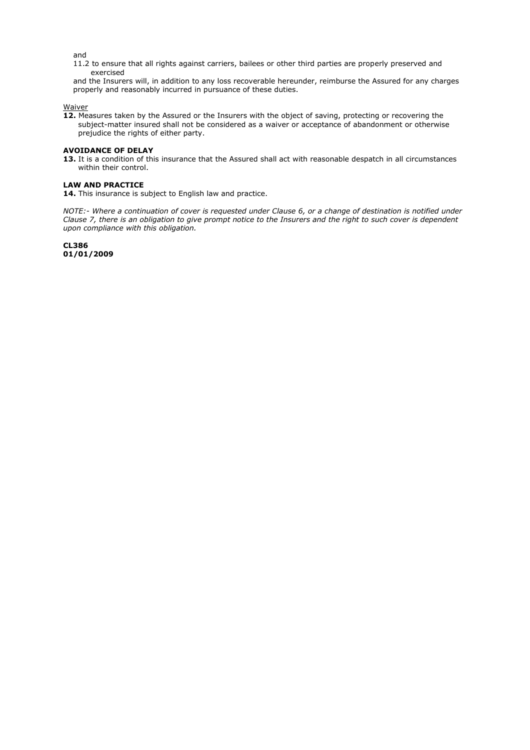and

11.2 to ensure that all rights against carriers, bailees or other third parties are properly preserved and exercised

and the Insurers will, in addition to any loss recoverable hereunder, reimburse the Assured for any charges properly and reasonably incurred in pursuance of these duties.

Waiver

**12.** Measures taken by the Assured or the Insurers with the object of saving, protecting or recovering the subject-matter insured shall not be considered as a waiver or acceptance of abandonment or otherwise prejudice the rights of either party.

**AVOIDANCE OF DELAY**

**13.** It is a condition of this insurance that the Assured shall act with reasonable despatch in all circumstances within their control.

**LAW AND PRACTICE**

**14.** This insurance is subject to English law and practice.

*NOTE:- Where a continuation of cover is requested under Clause 6, or a change of destination is notified under Clause 7, there is an obligation to give prompt notice to the Insurers and the right to such cover is dependent upon compliance with this obligation.*

**CL386**
**01/01/2009**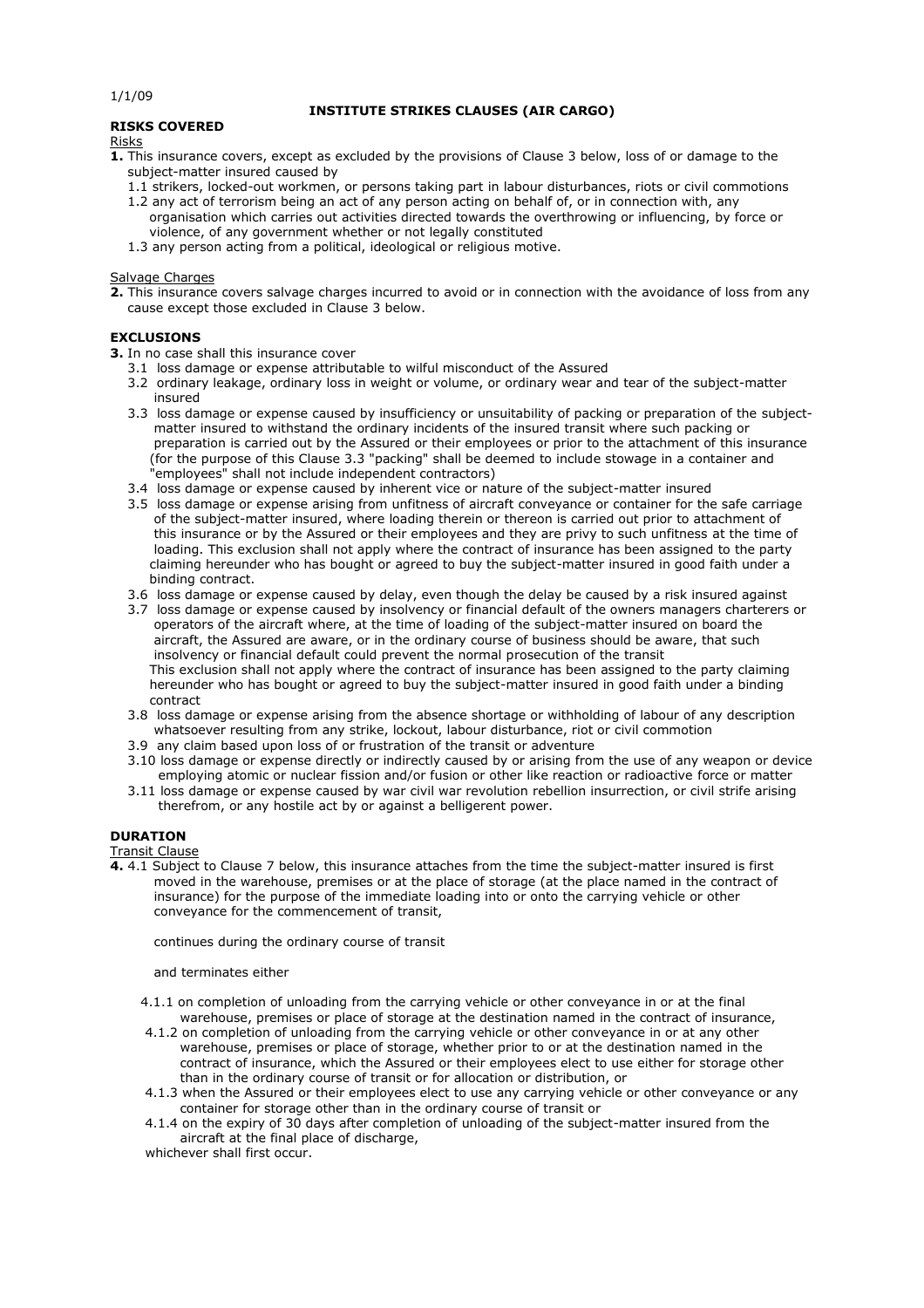1/1/09

# INSTITUTE STRIKES CLAUSES (AIR CARGO)

## RISKS COVERED

Risks

**1.** This insurance covers, except as excluded by the provisions of Clause 3 below, loss of or damage to the subject-matter insured caused by

1.1 strikers, locked-out workmen, or persons taking part in labour disturbances, riots or civil commotions

1.2 any act of terrorism being an act of any person acting on behalf of, or in connection with, any organisation which carries out activities directed towards the overthrowing or influencing, by force or violence, of any government whether or not legally constituted

1.3 any person acting from a political, ideological or religious motive.

Salvage Charges

**2.** This insurance covers salvage charges incurred to avoid or in connection with the avoidance of loss from any cause except those excluded in Clause 3 below.

## EXCLUSIONS

**3.** In no case shall this insurance cover

3.1 loss damage or expense attributable to wilful misconduct of the Assured

3.2 ordinary leakage, ordinary loss in weight or volume, or ordinary wear and tear of the subject-matter insured

3.3 loss damage or expense caused by insufficiency or unsuitability of packing or preparation of the subject-matter insured to withstand the ordinary incidents of the insured transit where such packing or preparation is carried out by the Assured or their employees or prior to the attachment of this insurance (for the purpose of this Clause 3.3 "packing" shall be deemed to include stowage in a container and "employees" shall not include independent contractors)

3.4 loss damage or expense caused by inherent vice or nature of the subject-matter insured

3.5 loss damage or expense arising from unfitness of aircraft conveyance or container for the safe carriage of the subject-matter insured, where loading therein or thereon is carried out prior to attachment of this insurance or by the Assured or their employees and they are privy to such unfitness at the time of loading. This exclusion shall not apply where the contract of insurance has been assigned to the party claiming hereunder who has bought or agreed to buy the subject-matter insured in good faith under a binding contract.

3.6 loss damage or expense caused by delay, even though the delay be caused by a risk insured against

3.7 loss damage or expense caused by insolvency or financial default of the owners managers charterers or operators of the aircraft where, at the time of loading of the subject-matter insured on board the aircraft, the Assured are aware, or in the ordinary course of business should be aware, that such insolvency or financial default could prevent the normal prosecution of the transit
This exclusion shall not apply where the contract of insurance has been assigned to the party claiming hereunder who has bought or agreed to buy the subject-matter insured in good faith under a binding contract

3.8 loss damage or expense arising from the absence shortage or withholding of labour of any description whatsoever resulting from any strike, lockout, labour disturbance, riot or civil commotion

3.9 any claim based upon loss of or frustration of the transit or adventure

3.10 loss damage or expense directly or indirectly caused by or arising from the use of any weapon or device employing atomic or nuclear fission and/or fusion or other like reaction or radioactive force or matter

3.11 loss damage or expense caused by war civil war revolution rebellion insurrection, or civil strife arising therefrom, or any hostile act by or against a belligerent power.

## DURATION

Transit Clause

**4.** 4.1 Subject to Clause 7 below, this insurance attaches from the time the subject-matter insured is first moved in the warehouse, premises or at the place of storage (at the place named in the contract of insurance) for the purpose of the immediate loading into or onto the carrying vehicle or other conveyance for the commencement of transit,

continues during the ordinary course of transit

and terminates either

4.1.1 on completion of unloading from the carrying vehicle or other conveyance in or at the final warehouse, premises or place of storage at the destination named in the contract of insurance,

4.1.2 on completion of unloading from the carrying vehicle or other conveyance in or at any other warehouse, premises or place of storage, whether prior to or at the destination named in the contract of insurance, which the Assured or their employees elect to use either for storage other than in the ordinary course of transit or for allocation or distribution, or

4.1.3 when the Assured or their employees elect to use any carrying vehicle or other conveyance or any container for storage other than in the ordinary course of transit or

4.1.4 on the expiry of 30 days after completion of unloading of the subject-matter insured from the aircraft at the final place of discharge,

whichever shall first occur.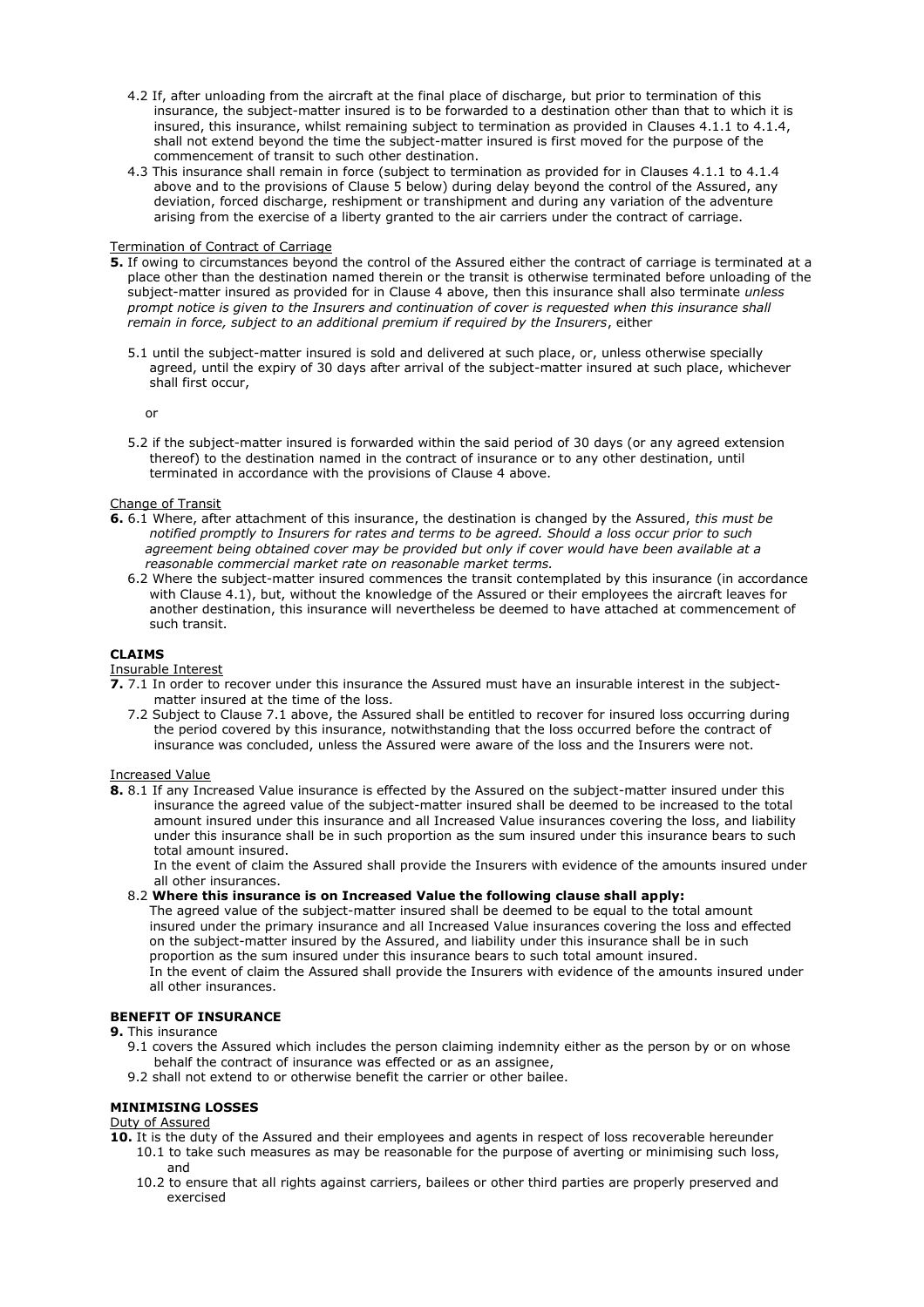4.2 If, after unloading from the aircraft at the final place of discharge, but prior to termination of this insurance, the subject-matter insured is to be forwarded to a destination other than that to which it is insured, this insurance, whilst remaining subject to termination as provided in Clauses 4.1.1 to 4.1.4, shall not extend beyond the time the subject-matter insured is first moved for the purpose of the commencement of transit to such other destination.

4.3 This insurance shall remain in force (subject to termination as provided for in Clauses 4.1.1 to 4.1.4 above and to the provisions of Clause 5 below) during delay beyond the control of the Assured, any deviation, forced discharge, reshipment or transhipment and during any variation of the adventure arising from the exercise of a liberty granted to the air carriers under the contract of carriage.

Termination of Contract of Carriage

**5.** If owing to circumstances beyond the control of the Assured either the contract of carriage is terminated at a place other than the destination named therein or the transit is otherwise terminated before unloading of the subject-matter insured as provided for in Clause 4 above, then this insurance shall also terminate *unless prompt notice is given to the Insurers and continuation of cover is requested when this insurance shall remain in force, subject to an additional premium if required by the Insurers*, either

5.1 until the subject-matter insured is sold and delivered at such place, or, unless otherwise specially agreed, until the expiry of 30 days after arrival of the subject-matter insured at such place, whichever shall first occur,

or

5.2 if the subject-matter insured is forwarded within the said period of 30 days (or any agreed extension thereof) to the destination named in the contract of insurance or to any other destination, until terminated in accordance with the provisions of Clause 4 above.

Change of Transit

**6.** 6.1 Where, after attachment of this insurance, the destination is changed by the Assured, *this must be notified promptly to Insurers for rates and terms to be agreed. Should a loss occur prior to such agreement being obtained cover may be provided but only if cover would have been available at a reasonable commercial market rate on reasonable market terms.*

6.2 Where the subject-matter insured commences the transit contemplated by this insurance (in accordance with Clause 4.1), but, without the knowledge of the Assured or their employees the aircraft leaves for another destination, this insurance will nevertheless be deemed to have attached at commencement of such transit.

**CLAIMS**

Insurable Interest

**7.** 7.1 In order to recover under this insurance the Assured must have an insurable interest in the subject-matter insured at the time of the loss.

7.2 Subject to Clause 7.1 above, the Assured shall be entitled to recover for insured loss occurring during the period covered by this insurance, notwithstanding that the loss occurred before the contract of insurance was concluded, unless the Assured were aware of the loss and the Insurers were not.

Increased Value

**8.** 8.1 If any Increased Value insurance is effected by the Assured on the subject-matter insured under this insurance the agreed value of the subject-matter insured shall be deemed to be increased to the total amount insured under this insurance and all Increased Value insurances covering the loss, and liability under this insurance shall be in such proportion as the sum insured under this insurance bears to such total amount insured.
In the event of claim the Assured shall provide the Insurers with evidence of the amounts insured under all other insurances.

8.2 **Where this insurance is on Increased Value the following clause shall apply:**
The agreed value of the subject-matter insured shall be deemed to be equal to the total amount insured under the primary insurance and all Increased Value insurances covering the loss and effected on the subject-matter insured by the Assured, and liability under this insurance shall be in such proportion as the sum insured under this insurance bears to such total amount insured.
In the event of claim the Assured shall provide the Insurers with evidence of the amounts insured under all other insurances.

**BENEFIT OF INSURANCE**

**9.** This insurance

9.1 covers the Assured which includes the person claiming indemnity either as the person by or on whose behalf the contract of insurance was effected or as an assignee,

9.2 shall not extend to or otherwise benefit the carrier or other bailee.

**MINIMISING LOSSES**

Duty of Assured

**10.** It is the duty of the Assured and their employees and agents in respect of loss recoverable hereunder

10.1 to take such measures as may be reasonable for the purpose of averting or minimising such loss, and

10.2 to ensure that all rights against carriers, bailees or other third parties are properly preserved and exercised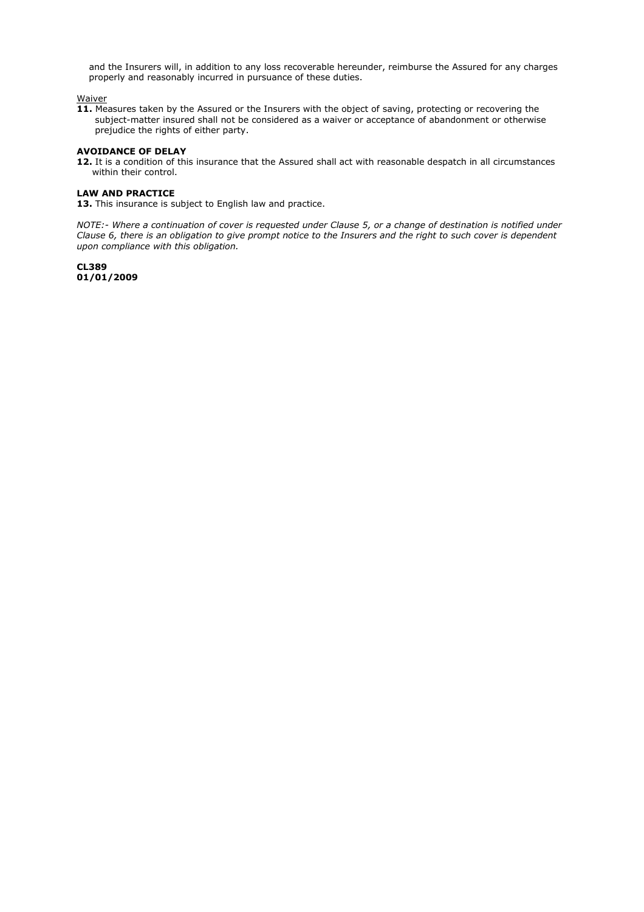and the Insurers will, in addition to any loss recoverable hereunder, reimburse the Assured for any charges properly and reasonably incurred in pursuance of these duties.

Waiver

**11.** Measures taken by the Assured or the Insurers with the object of saving, protecting or recovering the subject-matter insured shall not be considered as a waiver or acceptance of abandonment or otherwise prejudice the rights of either party.

**AVOIDANCE OF DELAY**

**12.** It is a condition of this insurance that the Assured shall act with reasonable despatch in all circumstances within their control.

**LAW AND PRACTICE**

**13.** This insurance is subject to English law and practice.

*NOTE:- Where a continuation of cover is requested under Clause 5, or a change of destination is notified under Clause 6, there is an obligation to give prompt notice to the Insurers and the right to such cover is dependent upon compliance with this obligation.*

**CL389**
**01/01/2009**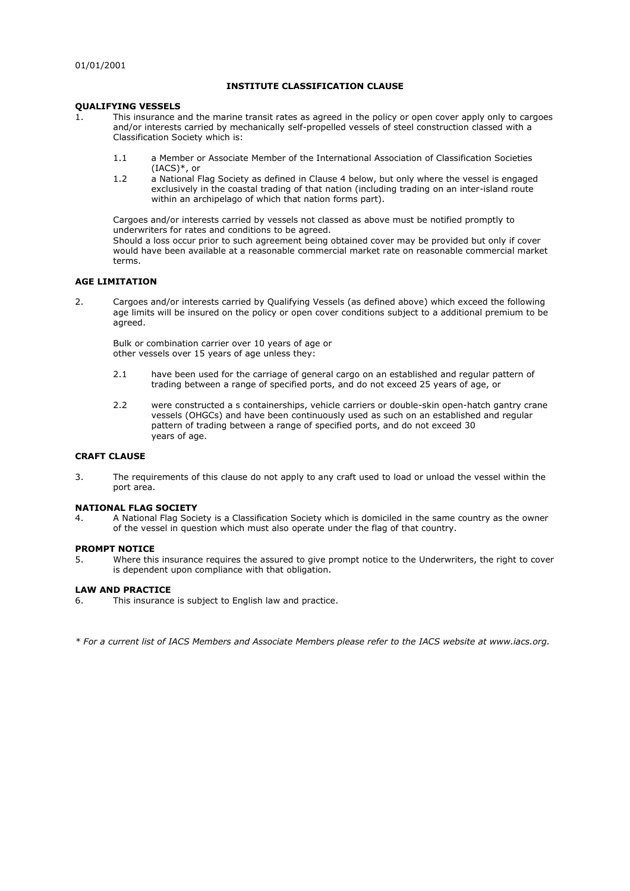01/01/2001

# INSTITUTE CLASSIFICATION CLAUSE

**QUALIFYING VESSELS**

1. This insurance and the marine transit rates as agreed in the policy or open cover apply only to cargoes and/or interests carried by mechanically self-propelled vessels of steel construction classed with a Classification Society which is:

   1.1 a Member or Associate Member of the International Association of Classification Societies (IACS)*, or

   1.2 a National Flag Society as defined in Clause 4 below, but only where the vessel is engaged exclusively in the coastal trading of that nation (including trading on an inter-island route within an archipelago of which that nation forms part).

   Cargoes and/or interests carried by vessels not classed as above must be notified promptly to underwriters for rates and conditions to be agreed.
   Should a loss occur prior to such agreement being obtained cover may be provided but only if cover would have been available at a reasonable commercial market rate on reasonable commercial market terms.

**AGE LIMITATION**

2. Cargoes and/or interests carried by Qualifying Vessels (as defined above) which exceed the following age limits will be insured on the policy or open cover conditions subject to a additional premium to be agreed.

   Bulk or combination carrier over 10 years of age or
   other vessels over 15 years of age unless they:

   2.1 have been used for the carriage of general cargo on an established and regular pattern of trading between a range of specified ports, and do not exceed 25 years of age, or

   2.2 were constructed a s containerships, vehicle carriers or double-skin open-hatch gantry crane vessels (OHGCs) and have been continuously used as such on an established and regular pattern of trading between a range of specified ports, and do not exceed 30 years of age.

**CRAFT CLAUSE**

3. The requirements of this clause do not apply to any craft used to load or unload the vessel within the port area.

**NATIONAL FLAG SOCIETY**

4. A National Flag Society is a Classification Society which is domiciled in the same country as the owner of the vessel in question which must also operate under the flag of that country.

**PROMPT NOTICE**

5. Where this insurance requires the assured to give prompt notice to the Underwriters, the right to cover is dependent upon compliance with that obligation.

**LAW AND PRACTICE**

6. This insurance is subject to English law and practice.

*\* For a current list of IACS Members and Associate Members please refer to the IACS website at www.iacs.org.*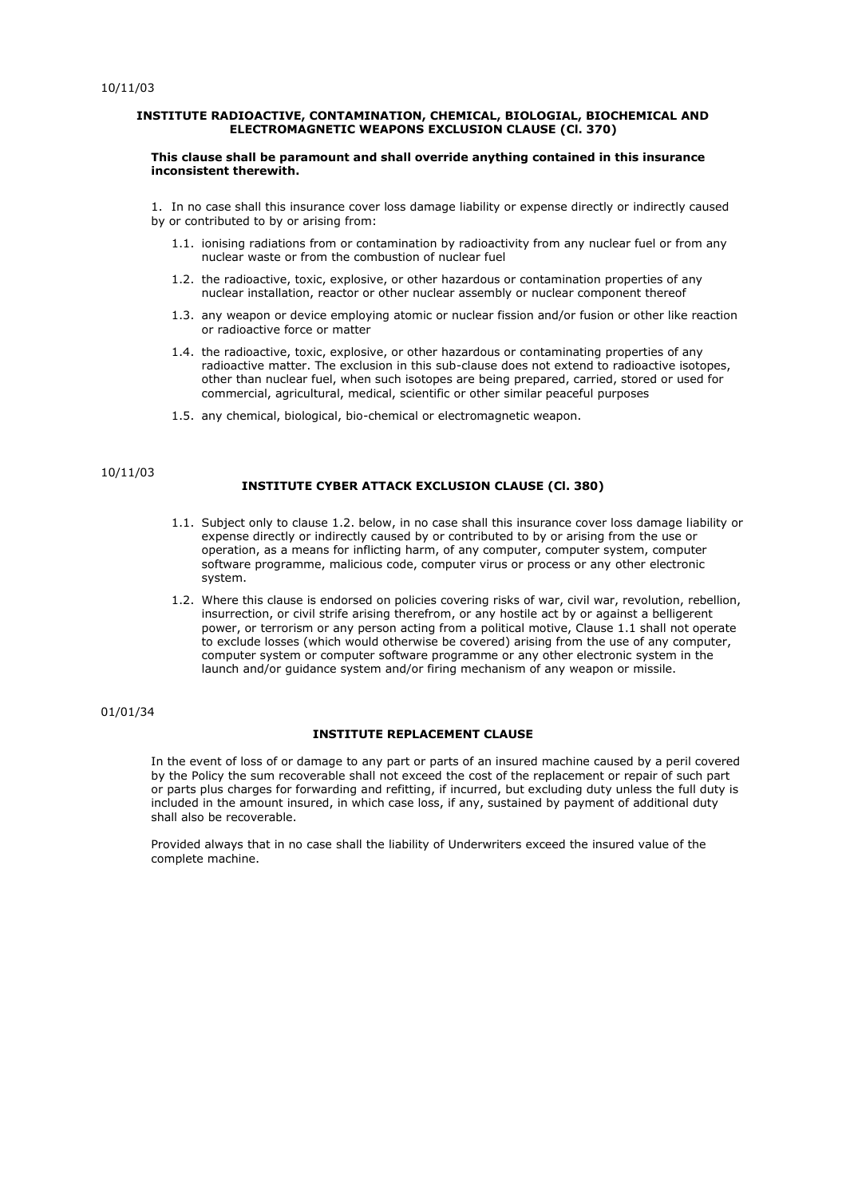10/11/03

## INSTITUTE RADIOACTIVE, CONTAMINATION, CHEMICAL, BIOLOGIAL, BIOCHEMICAL AND ELECTROMAGNETIC WEAPONS EXCLUSION CLAUSE (Cl. 370)

**This clause shall be paramount and shall override anything contained in this insurance inconsistent therewith.**

1. In no case shall this insurance cover loss damage liability or expense directly or indirectly caused by or contributed to by or arising from:

   1.1. ionising radiations from or contamination by radioactivity from any nuclear fuel or from any nuclear waste or from the combustion of nuclear fuel

   1.2. the radioactive, toxic, explosive, or other hazardous or contamination properties of any nuclear installation, reactor or other nuclear assembly or nuclear component thereof

   1.3. any weapon or device employing atomic or nuclear fission and/or fusion or other like reaction or radioactive force or matter

   1.4. the radioactive, toxic, explosive, or other hazardous or contaminating properties of any radioactive matter. The exclusion in this sub-clause does not extend to radioactive isotopes, other than nuclear fuel, when such isotopes are being prepared, carried, stored or used for commercial, agricultural, medical, scientific or other similar peaceful purposes

   1.5. any chemical, biological, bio-chemical or electromagnetic weapon.

10/11/03

## INSTITUTE CYBER ATTACK EXCLUSION CLAUSE (Cl. 380)

1.1. Subject only to clause 1.2. below, in no case shall this insurance cover loss damage liability or expense directly or indirectly caused by or contributed to by or arising from the use or operation, as a means for inflicting harm, of any computer, computer system, computer software programme, malicious code, computer virus or process or any other electronic system.

1.2. Where this clause is endorsed on policies covering risks of war, civil war, revolution, rebellion, insurrection, or civil strife arising therefrom, or any hostile act by or against a belligerent power, or terrorism or any person acting from a political motive, Clause 1.1 shall not operate to exclude losses (which would otherwise be covered) arising from the use of any computer, computer system or computer software programme or any other electronic system in the launch and/or guidance system and/or firing mechanism of any weapon or missile.

01/01/34

## INSTITUTE REPLACEMENT CLAUSE

In the event of loss of or damage to any part or parts of an insured machine caused by a peril covered by the Policy the sum recoverable shall not exceed the cost of the replacement or repair of such part or parts plus charges for forwarding and refitting, if incurred, but excluding duty unless the full duty is included in the amount insured, in which case loss, if any, sustained by payment of additional duty shall also be recoverable.

Provided always that in no case shall the liability of Underwriters exceed the insured value of the complete machine.